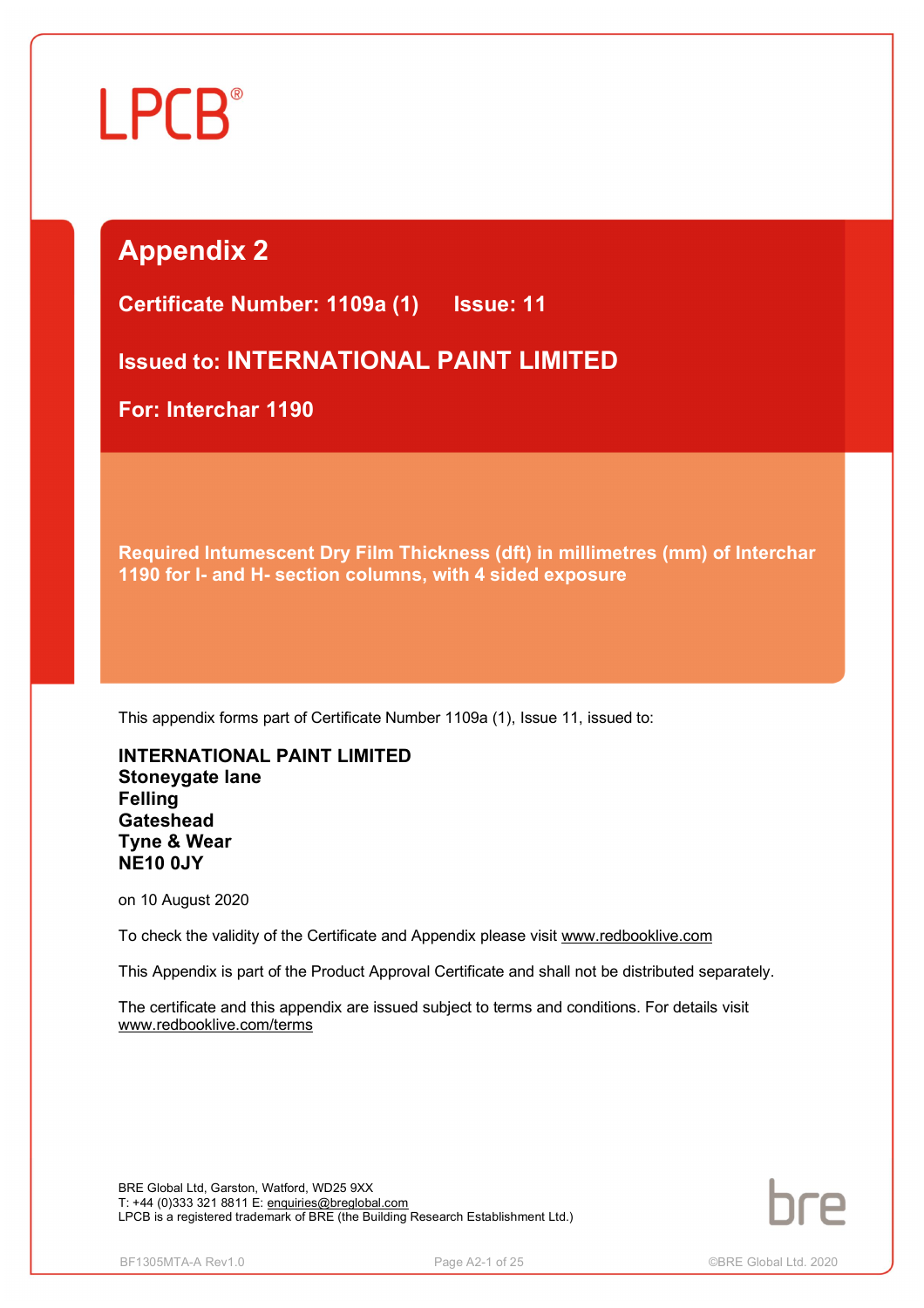LPCB®

# Appendix 2

**Certificate Number: 1109a (1) Issue: 11**

**Issued to: INTERNATIONAL PAINT LIMITED**

**For: Interchar 1190**

**Required Intumescent Dry Film Thickness (dft) in millimetres (mm) of Interchar 1190 for I- and H- section columns, with 4 sided exposure**

This appendix forms part of Certificate Number 1109a (1), Issue 11, issued to:

**INTERNATIONAL PAINT LIMITED**
**Stoneygate lane**
**Felling**
**Gateshead**
**Tyne & Wear**
**NE10 0JY**

on 10 August 2020

To check the validity of the Certificate and Appendix please visit www.redbooklive.com

This Appendix is part of the Product Approval Certificate and shall not be distributed separately.

The certificate and this appendix are issued subject to terms and conditions. For details visit www.redbooklive.com/terms

BRE Global Ltd, Garston, Watford, WD25 9XX
T: +44 (0)333 321 8811 E: enquiries@breglobal.com
LPCB is a registered trademark of BRE (the Building Research Establishment Ltd.)

bre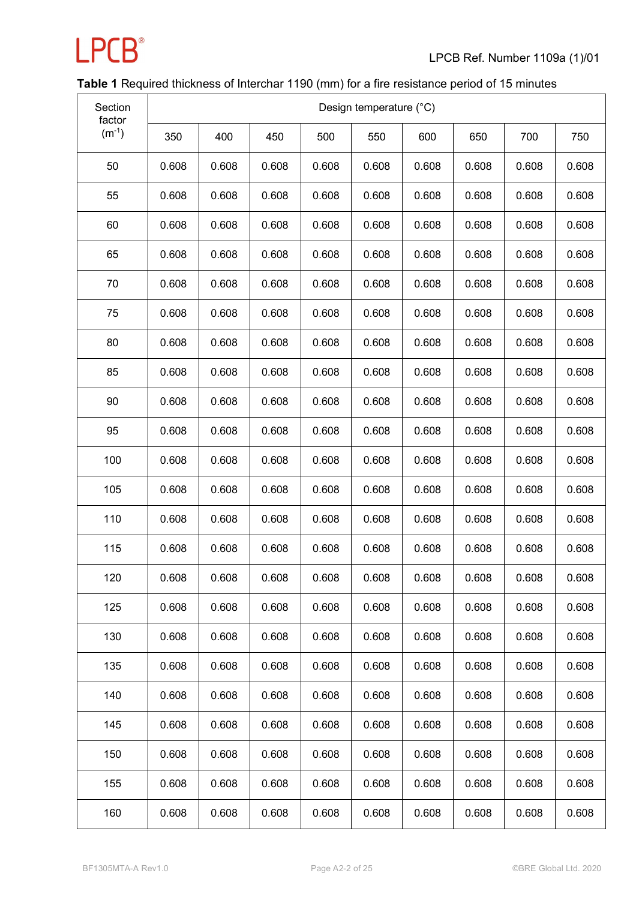**Table 1** Required thickness of Interchar 1190 (mm) for a fire resistance period of 15 minutes

| Section factor ($m^{-1}$) | Design temperature (°C) | | | | | | | | |
|---|---|---|---|---|---|---|---|---|---|
| | 350 | 400 | 450 | 500 | 550 | 600 | 650 | 700 | 750 |
| 50 | 0.608 | 0.608 | 0.608 | 0.608 | 0.608 | 0.608 | 0.608 | 0.608 | 0.608 |
| 55 | 0.608 | 0.608 | 0.608 | 0.608 | 0.608 | 0.608 | 0.608 | 0.608 | 0.608 |
| 60 | 0.608 | 0.608 | 0.608 | 0.608 | 0.608 | 0.608 | 0.608 | 0.608 | 0.608 |
| 65 | 0.608 | 0.608 | 0.608 | 0.608 | 0.608 | 0.608 | 0.608 | 0.608 | 0.608 |
| 70 | 0.608 | 0.608 | 0.608 | 0.608 | 0.608 | 0.608 | 0.608 | 0.608 | 0.608 |
| 75 | 0.608 | 0.608 | 0.608 | 0.608 | 0.608 | 0.608 | 0.608 | 0.608 | 0.608 |
| 80 | 0.608 | 0.608 | 0.608 | 0.608 | 0.608 | 0.608 | 0.608 | 0.608 | 0.608 |
| 85 | 0.608 | 0.608 | 0.608 | 0.608 | 0.608 | 0.608 | 0.608 | 0.608 | 0.608 |
| 90 | 0.608 | 0.608 | 0.608 | 0.608 | 0.608 | 0.608 | 0.608 | 0.608 | 0.608 |
| 95 | 0.608 | 0.608 | 0.608 | 0.608 | 0.608 | 0.608 | 0.608 | 0.608 | 0.608 |
| 100 | 0.608 | 0.608 | 0.608 | 0.608 | 0.608 | 0.608 | 0.608 | 0.608 | 0.608 |
| 105 | 0.608 | 0.608 | 0.608 | 0.608 | 0.608 | 0.608 | 0.608 | 0.608 | 0.608 |
| 110 | 0.608 | 0.608 | 0.608 | 0.608 | 0.608 | 0.608 | 0.608 | 0.608 | 0.608 |
| 115 | 0.608 | 0.608 | 0.608 | 0.608 | 0.608 | 0.608 | 0.608 | 0.608 | 0.608 |
| 120 | 0.608 | 0.608 | 0.608 | 0.608 | 0.608 | 0.608 | 0.608 | 0.608 | 0.608 |
| 125 | 0.608 | 0.608 | 0.608 | 0.608 | 0.608 | 0.608 | 0.608 | 0.608 | 0.608 |
| 130 | 0.608 | 0.608 | 0.608 | 0.608 | 0.608 | 0.608 | 0.608 | 0.608 | 0.608 |
| 135 | 0.608 | 0.608 | 0.608 | 0.608 | 0.608 | 0.608 | 0.608 | 0.608 | 0.608 |
| 140 | 0.608 | 0.608 | 0.608 | 0.608 | 0.608 | 0.608 | 0.608 | 0.608 | 0.608 |
| 145 | 0.608 | 0.608 | 0.608 | 0.608 | 0.608 | 0.608 | 0.608 | 0.608 | 0.608 |
| 150 | 0.608 | 0.608 | 0.608 | 0.608 | 0.608 | 0.608 | 0.608 | 0.608 | 0.608 |
| 155 | 0.608 | 0.608 | 0.608 | 0.608 | 0.608 | 0.608 | 0.608 | 0.608 | 0.608 |
| 160 | 0.608 | 0.608 | 0.608 | 0.608 | 0.608 | 0.608 | 0.608 | 0.608 | 0.608 |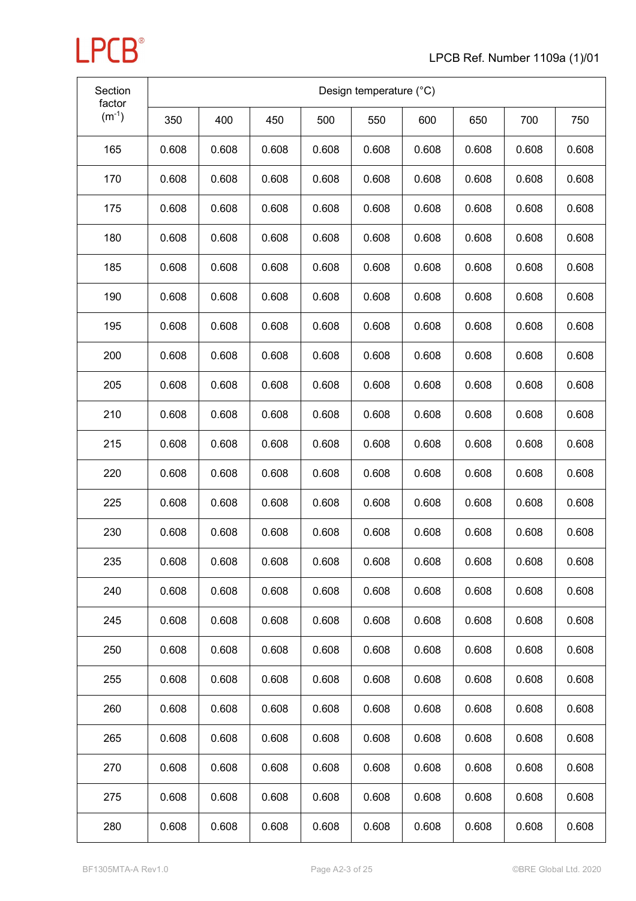| Section factor ($m^{-1}$) | Design temperature (°C) | | | | | | | | |
|---|---|---|---|---|---|---|---|---|---|
| | 350 | 400 | 450 | 500 | 550 | 600 | 650 | 700 | 750 |
| 165 | 0.608 | 0.608 | 0.608 | 0.608 | 0.608 | 0.608 | 0.608 | 0.608 | 0.608 |
| 170 | 0.608 | 0.608 | 0.608 | 0.608 | 0.608 | 0.608 | 0.608 | 0.608 | 0.608 |
| 175 | 0.608 | 0.608 | 0.608 | 0.608 | 0.608 | 0.608 | 0.608 | 0.608 | 0.608 |
| 180 | 0.608 | 0.608 | 0.608 | 0.608 | 0.608 | 0.608 | 0.608 | 0.608 | 0.608 |
| 185 | 0.608 | 0.608 | 0.608 | 0.608 | 0.608 | 0.608 | 0.608 | 0.608 | 0.608 |
| 190 | 0.608 | 0.608 | 0.608 | 0.608 | 0.608 | 0.608 | 0.608 | 0.608 | 0.608 |
| 195 | 0.608 | 0.608 | 0.608 | 0.608 | 0.608 | 0.608 | 0.608 | 0.608 | 0.608 |
| 200 | 0.608 | 0.608 | 0.608 | 0.608 | 0.608 | 0.608 | 0.608 | 0.608 | 0.608 |
| 205 | 0.608 | 0.608 | 0.608 | 0.608 | 0.608 | 0.608 | 0.608 | 0.608 | 0.608 |
| 210 | 0.608 | 0.608 | 0.608 | 0.608 | 0.608 | 0.608 | 0.608 | 0.608 | 0.608 |
| 215 | 0.608 | 0.608 | 0.608 | 0.608 | 0.608 | 0.608 | 0.608 | 0.608 | 0.608 |
| 220 | 0.608 | 0.608 | 0.608 | 0.608 | 0.608 | 0.608 | 0.608 | 0.608 | 0.608 |
| 225 | 0.608 | 0.608 | 0.608 | 0.608 | 0.608 | 0.608 | 0.608 | 0.608 | 0.608 |
| 230 | 0.608 | 0.608 | 0.608 | 0.608 | 0.608 | 0.608 | 0.608 | 0.608 | 0.608 |
| 235 | 0.608 | 0.608 | 0.608 | 0.608 | 0.608 | 0.608 | 0.608 | 0.608 | 0.608 |
| 240 | 0.608 | 0.608 | 0.608 | 0.608 | 0.608 | 0.608 | 0.608 | 0.608 | 0.608 |
| 245 | 0.608 | 0.608 | 0.608 | 0.608 | 0.608 | 0.608 | 0.608 | 0.608 | 0.608 |
| 250 | 0.608 | 0.608 | 0.608 | 0.608 | 0.608 | 0.608 | 0.608 | 0.608 | 0.608 |
| 255 | 0.608 | 0.608 | 0.608 | 0.608 | 0.608 | 0.608 | 0.608 | 0.608 | 0.608 |
| 260 | 0.608 | 0.608 | 0.608 | 0.608 | 0.608 | 0.608 | 0.608 | 0.608 | 0.608 |
| 265 | 0.608 | 0.608 | 0.608 | 0.608 | 0.608 | 0.608 | 0.608 | 0.608 | 0.608 |
| 270 | 0.608 | 0.608 | 0.608 | 0.608 | 0.608 | 0.608 | 0.608 | 0.608 | 0.608 |
| 275 | 0.608 | 0.608 | 0.608 | 0.608 | 0.608 | 0.608 | 0.608 | 0.608 | 0.608 |
| 280 | 0.608 | 0.608 | 0.608 | 0.608 | 0.608 | 0.608 | 0.608 | 0.608 | 0.608 |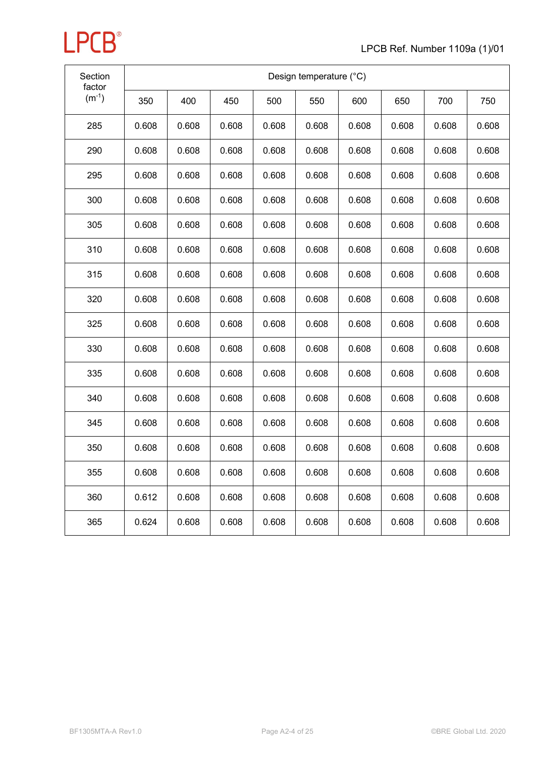| Section factor ($m^{-1}$) | Design temperature (°C) | | | | | | | | |
|---|---|---|---|---|---|---|---|---|---|
| | 350 | 400 | 450 | 500 | 550 | 600 | 650 | 700 | 750 |
| 285 | 0.608 | 0.608 | 0.608 | 0.608 | 0.608 | 0.608 | 0.608 | 0.608 | 0.608 |
| 290 | 0.608 | 0.608 | 0.608 | 0.608 | 0.608 | 0.608 | 0.608 | 0.608 | 0.608 |
| 295 | 0.608 | 0.608 | 0.608 | 0.608 | 0.608 | 0.608 | 0.608 | 0.608 | 0.608 |
| 300 | 0.608 | 0.608 | 0.608 | 0.608 | 0.608 | 0.608 | 0.608 | 0.608 | 0.608 |
| 305 | 0.608 | 0.608 | 0.608 | 0.608 | 0.608 | 0.608 | 0.608 | 0.608 | 0.608 |
| 310 | 0.608 | 0.608 | 0.608 | 0.608 | 0.608 | 0.608 | 0.608 | 0.608 | 0.608 |
| 315 | 0.608 | 0.608 | 0.608 | 0.608 | 0.608 | 0.608 | 0.608 | 0.608 | 0.608 |
| 320 | 0.608 | 0.608 | 0.608 | 0.608 | 0.608 | 0.608 | 0.608 | 0.608 | 0.608 |
| 325 | 0.608 | 0.608 | 0.608 | 0.608 | 0.608 | 0.608 | 0.608 | 0.608 | 0.608 |
| 330 | 0.608 | 0.608 | 0.608 | 0.608 | 0.608 | 0.608 | 0.608 | 0.608 | 0.608 |
| 335 | 0.608 | 0.608 | 0.608 | 0.608 | 0.608 | 0.608 | 0.608 | 0.608 | 0.608 |
| 340 | 0.608 | 0.608 | 0.608 | 0.608 | 0.608 | 0.608 | 0.608 | 0.608 | 0.608 |
| 345 | 0.608 | 0.608 | 0.608 | 0.608 | 0.608 | 0.608 | 0.608 | 0.608 | 0.608 |
| 350 | 0.608 | 0.608 | 0.608 | 0.608 | 0.608 | 0.608 | 0.608 | 0.608 | 0.608 |
| 355 | 0.608 | 0.608 | 0.608 | 0.608 | 0.608 | 0.608 | 0.608 | 0.608 | 0.608 |
| 360 | 0.612 | 0.608 | 0.608 | 0.608 | 0.608 | 0.608 | 0.608 | 0.608 | 0.608 |
| 365 | 0.624 | 0.608 | 0.608 | 0.608 | 0.608 | 0.608 | 0.608 | 0.608 | 0.608 |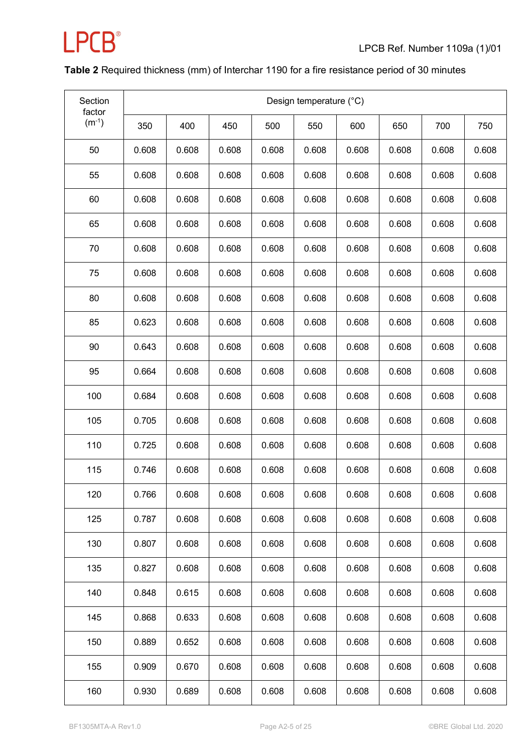**Table 2** Required thickness (mm) of Interchar 1190 for a fire resistance period of 30 minutes

| Section factor ($m^{-1}$) | Design temperature (°C) | | | | | | | | |
|---|---|---|---|---|---|---|---|---|---|
| | 350 | 400 | 450 | 500 | 550 | 600 | 650 | 700 | 750 |
| 50 | 0.608 | 0.608 | 0.608 | 0.608 | 0.608 | 0.608 | 0.608 | 0.608 | 0.608 |
| 55 | 0.608 | 0.608 | 0.608 | 0.608 | 0.608 | 0.608 | 0.608 | 0.608 | 0.608 |
| 60 | 0.608 | 0.608 | 0.608 | 0.608 | 0.608 | 0.608 | 0.608 | 0.608 | 0.608 |
| 65 | 0.608 | 0.608 | 0.608 | 0.608 | 0.608 | 0.608 | 0.608 | 0.608 | 0.608 |
| 70 | 0.608 | 0.608 | 0.608 | 0.608 | 0.608 | 0.608 | 0.608 | 0.608 | 0.608 |
| 75 | 0.608 | 0.608 | 0.608 | 0.608 | 0.608 | 0.608 | 0.608 | 0.608 | 0.608 |
| 80 | 0.608 | 0.608 | 0.608 | 0.608 | 0.608 | 0.608 | 0.608 | 0.608 | 0.608 |
| 85 | 0.623 | 0.608 | 0.608 | 0.608 | 0.608 | 0.608 | 0.608 | 0.608 | 0.608 |
| 90 | 0.643 | 0.608 | 0.608 | 0.608 | 0.608 | 0.608 | 0.608 | 0.608 | 0.608 |
| 95 | 0.664 | 0.608 | 0.608 | 0.608 | 0.608 | 0.608 | 0.608 | 0.608 | 0.608 |
| 100 | 0.684 | 0.608 | 0.608 | 0.608 | 0.608 | 0.608 | 0.608 | 0.608 | 0.608 |
| 105 | 0.705 | 0.608 | 0.608 | 0.608 | 0.608 | 0.608 | 0.608 | 0.608 | 0.608 |
| 110 | 0.725 | 0.608 | 0.608 | 0.608 | 0.608 | 0.608 | 0.608 | 0.608 | 0.608 |
| 115 | 0.746 | 0.608 | 0.608 | 0.608 | 0.608 | 0.608 | 0.608 | 0.608 | 0.608 |
| 120 | 0.766 | 0.608 | 0.608 | 0.608 | 0.608 | 0.608 | 0.608 | 0.608 | 0.608 |
| 125 | 0.787 | 0.608 | 0.608 | 0.608 | 0.608 | 0.608 | 0.608 | 0.608 | 0.608 |
| 130 | 0.807 | 0.608 | 0.608 | 0.608 | 0.608 | 0.608 | 0.608 | 0.608 | 0.608 |
| 135 | 0.827 | 0.608 | 0.608 | 0.608 | 0.608 | 0.608 | 0.608 | 0.608 | 0.608 |
| 140 | 0.848 | 0.615 | 0.608 | 0.608 | 0.608 | 0.608 | 0.608 | 0.608 | 0.608 |
| 145 | 0.868 | 0.633 | 0.608 | 0.608 | 0.608 | 0.608 | 0.608 | 0.608 | 0.608 |
| 150 | 0.889 | 0.652 | 0.608 | 0.608 | 0.608 | 0.608 | 0.608 | 0.608 | 0.608 |
| 155 | 0.909 | 0.670 | 0.608 | 0.608 | 0.608 | 0.608 | 0.608 | 0.608 | 0.608 |
| 160 | 0.930 | 0.689 | 0.608 | 0.608 | 0.608 | 0.608 | 0.608 | 0.608 | 0.608 |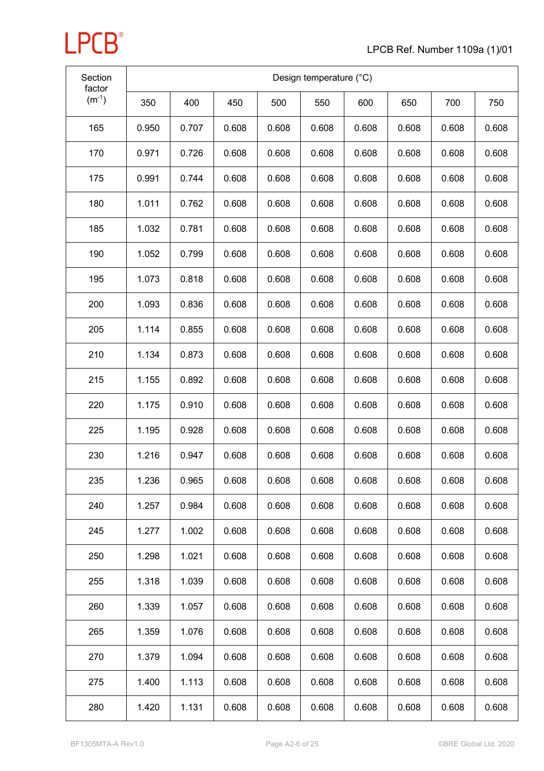| Section factor ($m^{-1}$) | Design temperature (°C) | | | | | | | | |
|---|---|---|---|---|---|---|---|---|---|
| | 350 | 400 | 450 | 500 | 550 | 600 | 650 | 700 | 750 |
| 165 | 0.950 | 0.707 | 0.608 | 0.608 | 0.608 | 0.608 | 0.608 | 0.608 | 0.608 |
| 170 | 0.971 | 0.726 | 0.608 | 0.608 | 0.608 | 0.608 | 0.608 | 0.608 | 0.608 |
| 175 | 0.991 | 0.744 | 0.608 | 0.608 | 0.608 | 0.608 | 0.608 | 0.608 | 0.608 |
| 180 | 1.011 | 0.762 | 0.608 | 0.608 | 0.608 | 0.608 | 0.608 | 0.608 | 0.608 |
| 185 | 1.032 | 0.781 | 0.608 | 0.608 | 0.608 | 0.608 | 0.608 | 0.608 | 0.608 |
| 190 | 1.052 | 0.799 | 0.608 | 0.608 | 0.608 | 0.608 | 0.608 | 0.608 | 0.608 |
| 195 | 1.073 | 0.818 | 0.608 | 0.608 | 0.608 | 0.608 | 0.608 | 0.608 | 0.608 |
| 200 | 1.093 | 0.836 | 0.608 | 0.608 | 0.608 | 0.608 | 0.608 | 0.608 | 0.608 |
| 205 | 1.114 | 0.855 | 0.608 | 0.608 | 0.608 | 0.608 | 0.608 | 0.608 | 0.608 |
| 210 | 1.134 | 0.873 | 0.608 | 0.608 | 0.608 | 0.608 | 0.608 | 0.608 | 0.608 |
| 215 | 1.155 | 0.892 | 0.608 | 0.608 | 0.608 | 0.608 | 0.608 | 0.608 | 0.608 |
| 220 | 1.175 | 0.910 | 0.608 | 0.608 | 0.608 | 0.608 | 0.608 | 0.608 | 0.608 |
| 225 | 1.195 | 0.928 | 0.608 | 0.608 | 0.608 | 0.608 | 0.608 | 0.608 | 0.608 |
| 230 | 1.216 | 0.947 | 0.608 | 0.608 | 0.608 | 0.608 | 0.608 | 0.608 | 0.608 |
| 235 | 1.236 | 0.965 | 0.608 | 0.608 | 0.608 | 0.608 | 0.608 | 0.608 | 0.608 |
| 240 | 1.257 | 0.984 | 0.608 | 0.608 | 0.608 | 0.608 | 0.608 | 0.608 | 0.608 |
| 245 | 1.277 | 1.002 | 0.608 | 0.608 | 0.608 | 0.608 | 0.608 | 0.608 | 0.608 |
| 250 | 1.298 | 1.021 | 0.608 | 0.608 | 0.608 | 0.608 | 0.608 | 0.608 | 0.608 |
| 255 | 1.318 | 1.039 | 0.608 | 0.608 | 0.608 | 0.608 | 0.608 | 0.608 | 0.608 |
| 260 | 1.339 | 1.057 | 0.608 | 0.608 | 0.608 | 0.608 | 0.608 | 0.608 | 0.608 |
| 265 | 1.359 | 1.076 | 0.608 | 0.608 | 0.608 | 0.608 | 0.608 | 0.608 | 0.608 |
| 270 | 1.379 | 1.094 | 0.608 | 0.608 | 0.608 | 0.608 | 0.608 | 0.608 | 0.608 |
| 275 | 1.400 | 1.113 | 0.608 | 0.608 | 0.608 | 0.608 | 0.608 | 0.608 | 0.608 |
| 280 | 1.420 | 1.131 | 0.608 | 0.608 | 0.608 | 0.608 | 0.608 | 0.608 | 0.608 |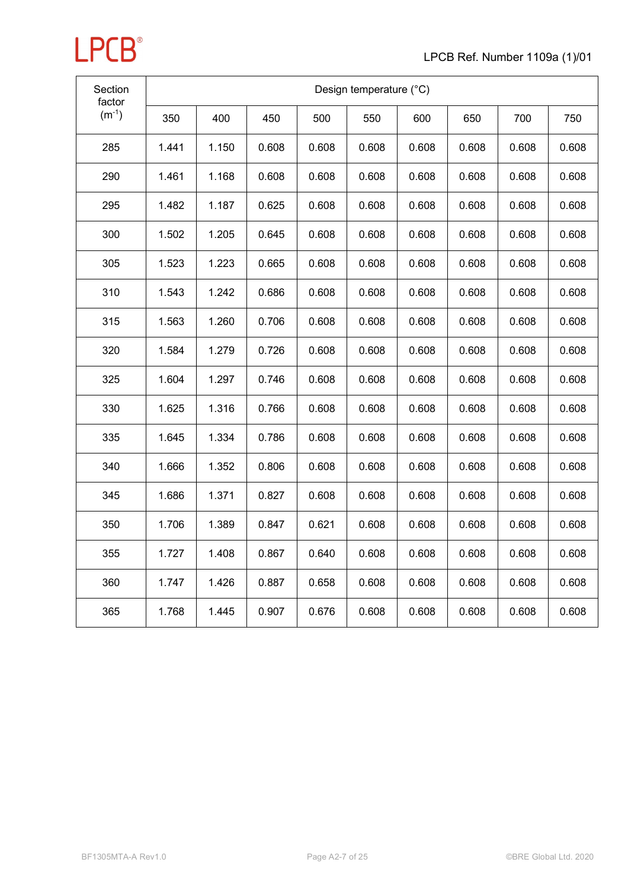| Section factor ($m^{-1}$) | Design temperature (°C) | | | | | | | | |
|---|---|---|---|---|---|---|---|---|---|
| | 350 | 400 | 450 | 500 | 550 | 600 | 650 | 700 | 750 |
| 285 | 1.441 | 1.150 | 0.608 | 0.608 | 0.608 | 0.608 | 0.608 | 0.608 | 0.608 |
| 290 | 1.461 | 1.168 | 0.608 | 0.608 | 0.608 | 0.608 | 0.608 | 0.608 | 0.608 |
| 295 | 1.482 | 1.187 | 0.625 | 0.608 | 0.608 | 0.608 | 0.608 | 0.608 | 0.608 |
| 300 | 1.502 | 1.205 | 0.645 | 0.608 | 0.608 | 0.608 | 0.608 | 0.608 | 0.608 |
| 305 | 1.523 | 1.223 | 0.665 | 0.608 | 0.608 | 0.608 | 0.608 | 0.608 | 0.608 |
| 310 | 1.543 | 1.242 | 0.686 | 0.608 | 0.608 | 0.608 | 0.608 | 0.608 | 0.608 |
| 315 | 1.563 | 1.260 | 0.706 | 0.608 | 0.608 | 0.608 | 0.608 | 0.608 | 0.608 |
| 320 | 1.584 | 1.279 | 0.726 | 0.608 | 0.608 | 0.608 | 0.608 | 0.608 | 0.608 |
| 325 | 1.604 | 1.297 | 0.746 | 0.608 | 0.608 | 0.608 | 0.608 | 0.608 | 0.608 |
| 330 | 1.625 | 1.316 | 0.766 | 0.608 | 0.608 | 0.608 | 0.608 | 0.608 | 0.608 |
| 335 | 1.645 | 1.334 | 0.786 | 0.608 | 0.608 | 0.608 | 0.608 | 0.608 | 0.608 |
| 340 | 1.666 | 1.352 | 0.806 | 0.608 | 0.608 | 0.608 | 0.608 | 0.608 | 0.608 |
| 345 | 1.686 | 1.371 | 0.827 | 0.608 | 0.608 | 0.608 | 0.608 | 0.608 | 0.608 |
| 350 | 1.706 | 1.389 | 0.847 | 0.621 | 0.608 | 0.608 | 0.608 | 0.608 | 0.608 |
| 355 | 1.727 | 1.408 | 0.867 | 0.640 | 0.608 | 0.608 | 0.608 | 0.608 | 0.608 |
| 360 | 1.747 | 1.426 | 0.887 | 0.658 | 0.608 | 0.608 | 0.608 | 0.608 | 0.608 |
| 365 | 1.768 | 1.445 | 0.907 | 0.676 | 0.608 | 0.608 | 0.608 | 0.608 | 0.608 |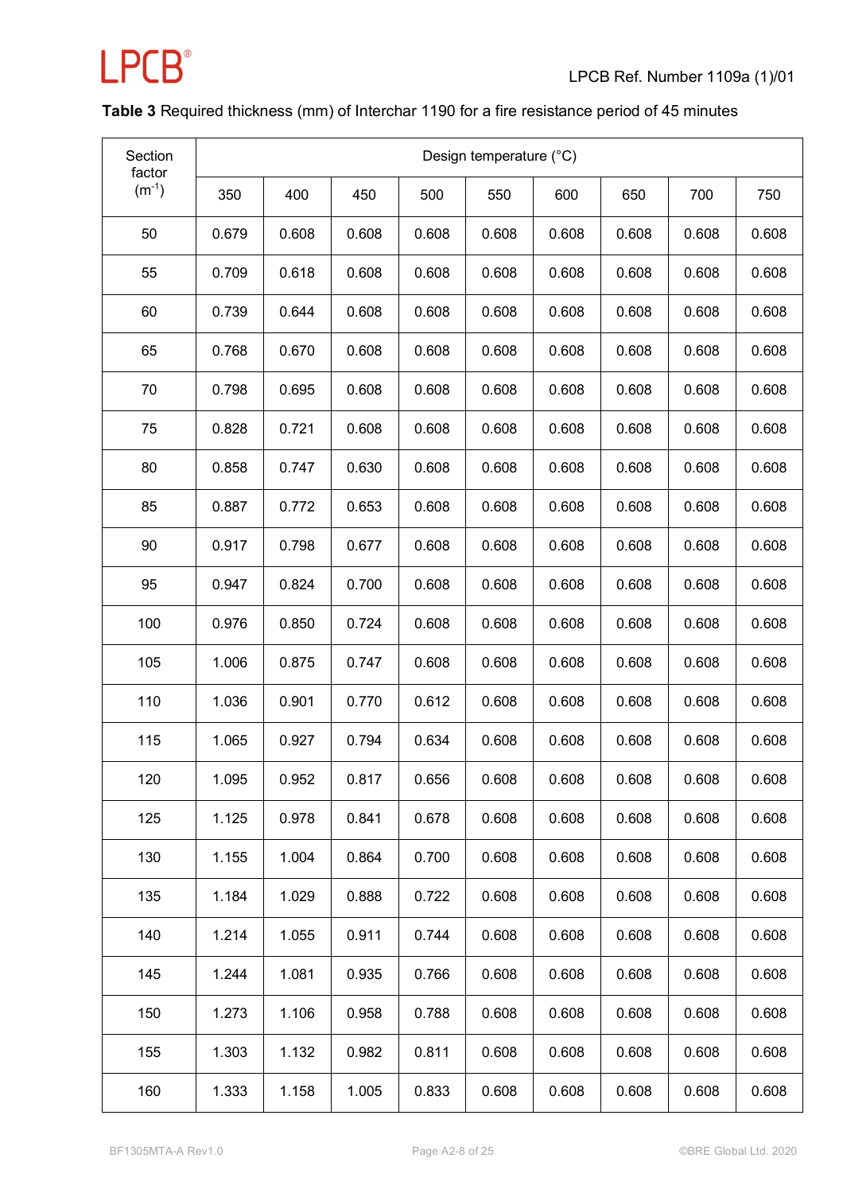**Table 3** Required thickness (mm) of Interchar 1190 for a fire resistance period of 45 minutes

| Section factor ($m^{-1}$) | Design temperature (°C) | | | | | | | | |
|---|---|---|---|---|---|---|---|---|---|
| | 350 | 400 | 450 | 500 | 550 | 600 | 650 | 700 | 750 |
| 50 | 0.679 | 0.608 | 0.608 | 0.608 | 0.608 | 0.608 | 0.608 | 0.608 | 0.608 |
| 55 | 0.709 | 0.618 | 0.608 | 0.608 | 0.608 | 0.608 | 0.608 | 0.608 | 0.608 |
| 60 | 0.739 | 0.644 | 0.608 | 0.608 | 0.608 | 0.608 | 0.608 | 0.608 | 0.608 |
| 65 | 0.768 | 0.670 | 0.608 | 0.608 | 0.608 | 0.608 | 0.608 | 0.608 | 0.608 |
| 70 | 0.798 | 0.695 | 0.608 | 0.608 | 0.608 | 0.608 | 0.608 | 0.608 | 0.608 |
| 75 | 0.828 | 0.721 | 0.608 | 0.608 | 0.608 | 0.608 | 0.608 | 0.608 | 0.608 |
| 80 | 0.858 | 0.747 | 0.630 | 0.608 | 0.608 | 0.608 | 0.608 | 0.608 | 0.608 |
| 85 | 0.887 | 0.772 | 0.653 | 0.608 | 0.608 | 0.608 | 0.608 | 0.608 | 0.608 |
| 90 | 0.917 | 0.798 | 0.677 | 0.608 | 0.608 | 0.608 | 0.608 | 0.608 | 0.608 |
| 95 | 0.947 | 0.824 | 0.700 | 0.608 | 0.608 | 0.608 | 0.608 | 0.608 | 0.608 |
| 100 | 0.976 | 0.850 | 0.724 | 0.608 | 0.608 | 0.608 | 0.608 | 0.608 | 0.608 |
| 105 | 1.006 | 0.875 | 0.747 | 0.608 | 0.608 | 0.608 | 0.608 | 0.608 | 0.608 |
| 110 | 1.036 | 0.901 | 0.770 | 0.612 | 0.608 | 0.608 | 0.608 | 0.608 | 0.608 |
| 115 | 1.065 | 0.927 | 0.794 | 0.634 | 0.608 | 0.608 | 0.608 | 0.608 | 0.608 |
| 120 | 1.095 | 0.952 | 0.817 | 0.656 | 0.608 | 0.608 | 0.608 | 0.608 | 0.608 |
| 125 | 1.125 | 0.978 | 0.841 | 0.678 | 0.608 | 0.608 | 0.608 | 0.608 | 0.608 |
| 130 | 1.155 | 1.004 | 0.864 | 0.700 | 0.608 | 0.608 | 0.608 | 0.608 | 0.608 |
| 135 | 1.184 | 1.029 | 0.888 | 0.722 | 0.608 | 0.608 | 0.608 | 0.608 | 0.608 |
| 140 | 1.214 | 1.055 | 0.911 | 0.744 | 0.608 | 0.608 | 0.608 | 0.608 | 0.608 |
| 145 | 1.244 | 1.081 | 0.935 | 0.766 | 0.608 | 0.608 | 0.608 | 0.608 | 0.608 |
| 150 | 1.273 | 1.106 | 0.958 | 0.788 | 0.608 | 0.608 | 0.608 | 0.608 | 0.608 |
| 155 | 1.303 | 1.132 | 0.982 | 0.811 | 0.608 | 0.608 | 0.608 | 0.608 | 0.608 |
| 160 | 1.333 | 1.158 | 1.005 | 0.833 | 0.608 | 0.608 | 0.608 | 0.608 | 0.608 |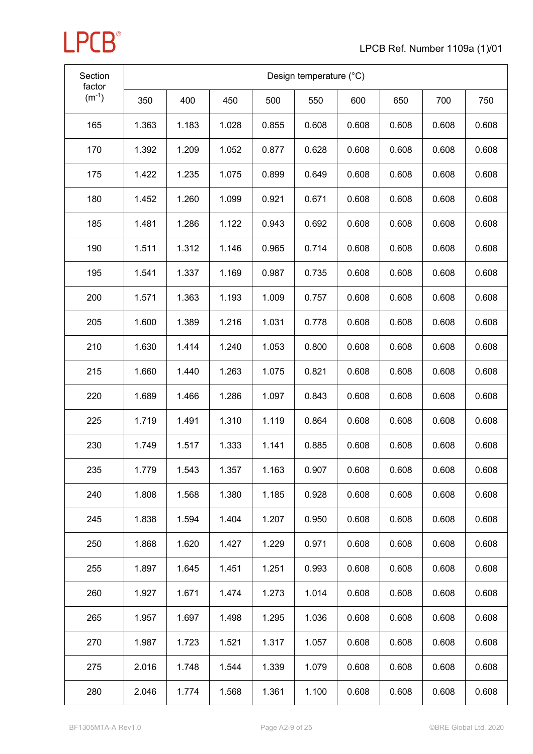| Section factor ($m^{-1}$) | Design temperature (°C) | | | | | | | | |
|---|---|---|---|---|---|---|---|---|---|
| | 350 | 400 | 450 | 500 | 550 | 600 | 650 | 700 | 750 |
| 165 | 1.363 | 1.183 | 1.028 | 0.855 | 0.608 | 0.608 | 0.608 | 0.608 | 0.608 |
| 170 | 1.392 | 1.209 | 1.052 | 0.877 | 0.628 | 0.608 | 0.608 | 0.608 | 0.608 |
| 175 | 1.422 | 1.235 | 1.075 | 0.899 | 0.649 | 0.608 | 0.608 | 0.608 | 0.608 |
| 180 | 1.452 | 1.260 | 1.099 | 0.921 | 0.671 | 0.608 | 0.608 | 0.608 | 0.608 |
| 185 | 1.481 | 1.286 | 1.122 | 0.943 | 0.692 | 0.608 | 0.608 | 0.608 | 0.608 |
| 190 | 1.511 | 1.312 | 1.146 | 0.965 | 0.714 | 0.608 | 0.608 | 0.608 | 0.608 |
| 195 | 1.541 | 1.337 | 1.169 | 0.987 | 0.735 | 0.608 | 0.608 | 0.608 | 0.608 |
| 200 | 1.571 | 1.363 | 1.193 | 1.009 | 0.757 | 0.608 | 0.608 | 0.608 | 0.608 |
| 205 | 1.600 | 1.389 | 1.216 | 1.031 | 0.778 | 0.608 | 0.608 | 0.608 | 0.608 |
| 210 | 1.630 | 1.414 | 1.240 | 1.053 | 0.800 | 0.608 | 0.608 | 0.608 | 0.608 |
| 215 | 1.660 | 1.440 | 1.263 | 1.075 | 0.821 | 0.608 | 0.608 | 0.608 | 0.608 |
| 220 | 1.689 | 1.466 | 1.286 | 1.097 | 0.843 | 0.608 | 0.608 | 0.608 | 0.608 |
| 225 | 1.719 | 1.491 | 1.310 | 1.119 | 0.864 | 0.608 | 0.608 | 0.608 | 0.608 |
| 230 | 1.749 | 1.517 | 1.333 | 1.141 | 0.885 | 0.608 | 0.608 | 0.608 | 0.608 |
| 235 | 1.779 | 1.543 | 1.357 | 1.163 | 0.907 | 0.608 | 0.608 | 0.608 | 0.608 |
| 240 | 1.808 | 1.568 | 1.380 | 1.185 | 0.928 | 0.608 | 0.608 | 0.608 | 0.608 |
| 245 | 1.838 | 1.594 | 1.404 | 1.207 | 0.950 | 0.608 | 0.608 | 0.608 | 0.608 |
| 250 | 1.868 | 1.620 | 1.427 | 1.229 | 0.971 | 0.608 | 0.608 | 0.608 | 0.608 |
| 255 | 1.897 | 1.645 | 1.451 | 1.251 | 0.993 | 0.608 | 0.608 | 0.608 | 0.608 |
| 260 | 1.927 | 1.671 | 1.474 | 1.273 | 1.014 | 0.608 | 0.608 | 0.608 | 0.608 |
| 265 | 1.957 | 1.697 | 1.498 | 1.295 | 1.036 | 0.608 | 0.608 | 0.608 | 0.608 |
| 270 | 1.987 | 1.723 | 1.521 | 1.317 | 1.057 | 0.608 | 0.608 | 0.608 | 0.608 |
| 275 | 2.016 | 1.748 | 1.544 | 1.339 | 1.079 | 0.608 | 0.608 | 0.608 | 0.608 |
| 280 | 2.046 | 1.774 | 1.568 | 1.361 | 1.100 | 0.608 | 0.608 | 0.608 | 0.608 |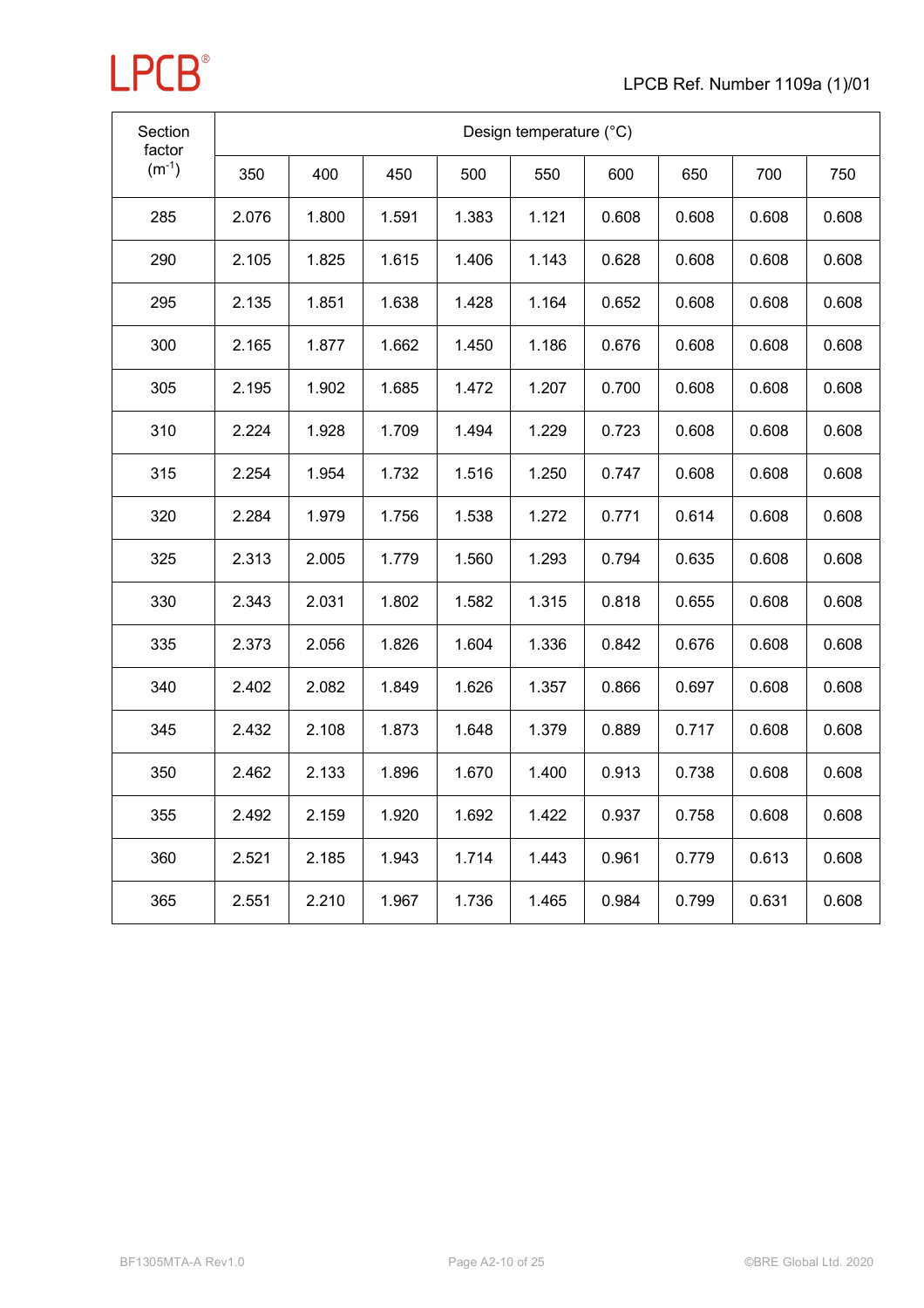| Section factor ($m^{-1}$) | Design temperature (°C) | | | | | | | | |
|---|---|---|---|---|---|---|---|---|---|
| | 350 | 400 | 450 | 500 | 550 | 600 | 650 | 700 | 750 |
| 285 | 2.076 | 1.800 | 1.591 | 1.383 | 1.121 | 0.608 | 0.608 | 0.608 | 0.608 |
| 290 | 2.105 | 1.825 | 1.615 | 1.406 | 1.143 | 0.628 | 0.608 | 0.608 | 0.608 |
| 295 | 2.135 | 1.851 | 1.638 | 1.428 | 1.164 | 0.652 | 0.608 | 0.608 | 0.608 |
| 300 | 2.165 | 1.877 | 1.662 | 1.450 | 1.186 | 0.676 | 0.608 | 0.608 | 0.608 |
| 305 | 2.195 | 1.902 | 1.685 | 1.472 | 1.207 | 0.700 | 0.608 | 0.608 | 0.608 |
| 310 | 2.224 | 1.928 | 1.709 | 1.494 | 1.229 | 0.723 | 0.608 | 0.608 | 0.608 |
| 315 | 2.254 | 1.954 | 1.732 | 1.516 | 1.250 | 0.747 | 0.608 | 0.608 | 0.608 |
| 320 | 2.284 | 1.979 | 1.756 | 1.538 | 1.272 | 0.771 | 0.614 | 0.608 | 0.608 |
| 325 | 2.313 | 2.005 | 1.779 | 1.560 | 1.293 | 0.794 | 0.635 | 0.608 | 0.608 |
| 330 | 2.343 | 2.031 | 1.802 | 1.582 | 1.315 | 0.818 | 0.655 | 0.608 | 0.608 |
| 335 | 2.373 | 2.056 | 1.826 | 1.604 | 1.336 | 0.842 | 0.676 | 0.608 | 0.608 |
| 340 | 2.402 | 2.082 | 1.849 | 1.626 | 1.357 | 0.866 | 0.697 | 0.608 | 0.608 |
| 345 | 2.432 | 2.108 | 1.873 | 1.648 | 1.379 | 0.889 | 0.717 | 0.608 | 0.608 |
| 350 | 2.462 | 2.133 | 1.896 | 1.670 | 1.400 | 0.913 | 0.738 | 0.608 | 0.608 |
| 355 | 2.492 | 2.159 | 1.920 | 1.692 | 1.422 | 0.937 | 0.758 | 0.608 | 0.608 |
| 360 | 2.521 | 2.185 | 1.943 | 1.714 | 1.443 | 0.961 | 0.779 | 0.613 | 0.608 |
| 365 | 2.551 | 2.210 | 1.967 | 1.736 | 1.465 | 0.984 | 0.799 | 0.631 | 0.608 |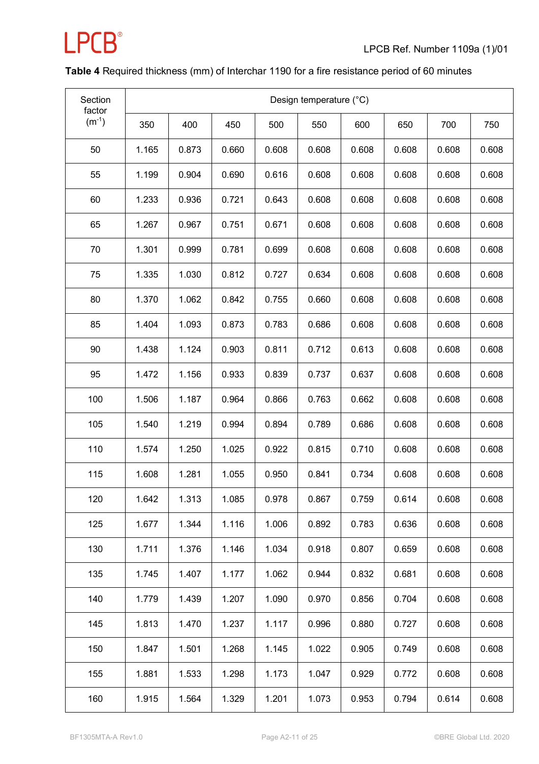**Table 4** Required thickness (mm) of Interchar 1190 for a fire resistance period of 60 minutes

| Section factor ($m^{-1}$) | Design temperature (°C) | | | | | | | | |
|---|---|---|---|---|---|---|---|---|---|
| | 350 | 400 | 450 | 500 | 550 | 600 | 650 | 700 | 750 |
| 50 | 1.165 | 0.873 | 0.660 | 0.608 | 0.608 | 0.608 | 0.608 | 0.608 | 0.608 |
| 55 | 1.199 | 0.904 | 0.690 | 0.616 | 0.608 | 0.608 | 0.608 | 0.608 | 0.608 |
| 60 | 1.233 | 0.936 | 0.721 | 0.643 | 0.608 | 0.608 | 0.608 | 0.608 | 0.608 |
| 65 | 1.267 | 0.967 | 0.751 | 0.671 | 0.608 | 0.608 | 0.608 | 0.608 | 0.608 |
| 70 | 1.301 | 0.999 | 0.781 | 0.699 | 0.608 | 0.608 | 0.608 | 0.608 | 0.608 |
| 75 | 1.335 | 1.030 | 0.812 | 0.727 | 0.634 | 0.608 | 0.608 | 0.608 | 0.608 |
| 80 | 1.370 | 1.062 | 0.842 | 0.755 | 0.660 | 0.608 | 0.608 | 0.608 | 0.608 |
| 85 | 1.404 | 1.093 | 0.873 | 0.783 | 0.686 | 0.608 | 0.608 | 0.608 | 0.608 |
| 90 | 1.438 | 1.124 | 0.903 | 0.811 | 0.712 | 0.613 | 0.608 | 0.608 | 0.608 |
| 95 | 1.472 | 1.156 | 0.933 | 0.839 | 0.737 | 0.637 | 0.608 | 0.608 | 0.608 |
| 100 | 1.506 | 1.187 | 0.964 | 0.866 | 0.763 | 0.662 | 0.608 | 0.608 | 0.608 |
| 105 | 1.540 | 1.219 | 0.994 | 0.894 | 0.789 | 0.686 | 0.608 | 0.608 | 0.608 |
| 110 | 1.574 | 1.250 | 1.025 | 0.922 | 0.815 | 0.710 | 0.608 | 0.608 | 0.608 |
| 115 | 1.608 | 1.281 | 1.055 | 0.950 | 0.841 | 0.734 | 0.608 | 0.608 | 0.608 |
| 120 | 1.642 | 1.313 | 1.085 | 0.978 | 0.867 | 0.759 | 0.614 | 0.608 | 0.608 |
| 125 | 1.677 | 1.344 | 1.116 | 1.006 | 0.892 | 0.783 | 0.636 | 0.608 | 0.608 |
| 130 | 1.711 | 1.376 | 1.146 | 1.034 | 0.918 | 0.807 | 0.659 | 0.608 | 0.608 |
| 135 | 1.745 | 1.407 | 1.177 | 1.062 | 0.944 | 0.832 | 0.681 | 0.608 | 0.608 |
| 140 | 1.779 | 1.439 | 1.207 | 1.090 | 0.970 | 0.856 | 0.704 | 0.608 | 0.608 |
| 145 | 1.813 | 1.470 | 1.237 | 1.117 | 0.996 | 0.880 | 0.727 | 0.608 | 0.608 |
| 150 | 1.847 | 1.501 | 1.268 | 1.145 | 1.022 | 0.905 | 0.749 | 0.608 | 0.608 |
| 155 | 1.881 | 1.533 | 1.298 | 1.173 | 1.047 | 0.929 | 0.772 | 0.608 | 0.608 |
| 160 | 1.915 | 1.564 | 1.329 | 1.201 | 1.073 | 0.953 | 0.794 | 0.614 | 0.608 |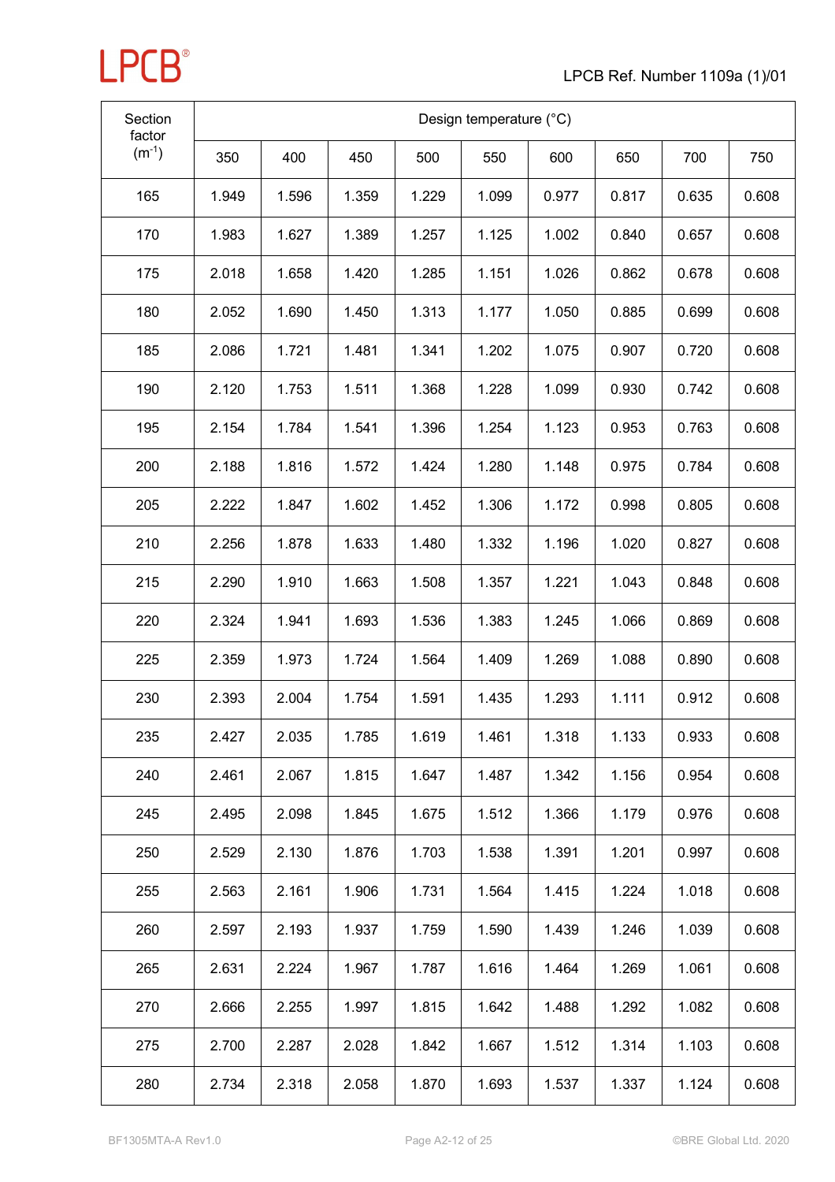| Section factor ($m^{-1}$) | Design temperature (°C) | | | | | | | | |
|---|---|---|---|---|---|---|---|---|---|
| | 350 | 400 | 450 | 500 | 550 | 600 | 650 | 700 | 750 |
| 165 | 1.949 | 1.596 | 1.359 | 1.229 | 1.099 | 0.977 | 0.817 | 0.635 | 0.608 |
| 170 | 1.983 | 1.627 | 1.389 | 1.257 | 1.125 | 1.002 | 0.840 | 0.657 | 0.608 |
| 175 | 2.018 | 1.658 | 1.420 | 1.285 | 1.151 | 1.026 | 0.862 | 0.678 | 0.608 |
| 180 | 2.052 | 1.690 | 1.450 | 1.313 | 1.177 | 1.050 | 0.885 | 0.699 | 0.608 |
| 185 | 2.086 | 1.721 | 1.481 | 1.341 | 1.202 | 1.075 | 0.907 | 0.720 | 0.608 |
| 190 | 2.120 | 1.753 | 1.511 | 1.368 | 1.228 | 1.099 | 0.930 | 0.742 | 0.608 |
| 195 | 2.154 | 1.784 | 1.541 | 1.396 | 1.254 | 1.123 | 0.953 | 0.763 | 0.608 |
| 200 | 2.188 | 1.816 | 1.572 | 1.424 | 1.280 | 1.148 | 0.975 | 0.784 | 0.608 |
| 205 | 2.222 | 1.847 | 1.602 | 1.452 | 1.306 | 1.172 | 0.998 | 0.805 | 0.608 |
| 210 | 2.256 | 1.878 | 1.633 | 1.480 | 1.332 | 1.196 | 1.020 | 0.827 | 0.608 |
| 215 | 2.290 | 1.910 | 1.663 | 1.508 | 1.357 | 1.221 | 1.043 | 0.848 | 0.608 |
| 220 | 2.324 | 1.941 | 1.693 | 1.536 | 1.383 | 1.245 | 1.066 | 0.869 | 0.608 |
| 225 | 2.359 | 1.973 | 1.724 | 1.564 | 1.409 | 1.269 | 1.088 | 0.890 | 0.608 |
| 230 | 2.393 | 2.004 | 1.754 | 1.591 | 1.435 | 1.293 | 1.111 | 0.912 | 0.608 |
| 235 | 2.427 | 2.035 | 1.785 | 1.619 | 1.461 | 1.318 | 1.133 | 0.933 | 0.608 |
| 240 | 2.461 | 2.067 | 1.815 | 1.647 | 1.487 | 1.342 | 1.156 | 0.954 | 0.608 |
| 245 | 2.495 | 2.098 | 1.845 | 1.675 | 1.512 | 1.366 | 1.179 | 0.976 | 0.608 |
| 250 | 2.529 | 2.130 | 1.876 | 1.703 | 1.538 | 1.391 | 1.201 | 0.997 | 0.608 |
| 255 | 2.563 | 2.161 | 1.906 | 1.731 | 1.564 | 1.415 | 1.224 | 1.018 | 0.608 |
| 260 | 2.597 | 2.193 | 1.937 | 1.759 | 1.590 | 1.439 | 1.246 | 1.039 | 0.608 |
| 265 | 2.631 | 2.224 | 1.967 | 1.787 | 1.616 | 1.464 | 1.269 | 1.061 | 0.608 |
| 270 | 2.666 | 2.255 | 1.997 | 1.815 | 1.642 | 1.488 | 1.292 | 1.082 | 0.608 |
| 275 | 2.700 | 2.287 | 2.028 | 1.842 | 1.667 | 1.512 | 1.314 | 1.103 | 0.608 |
| 280 | 2.734 | 2.318 | 2.058 | 1.870 | 1.693 | 1.537 | 1.337 | 1.124 | 0.608 |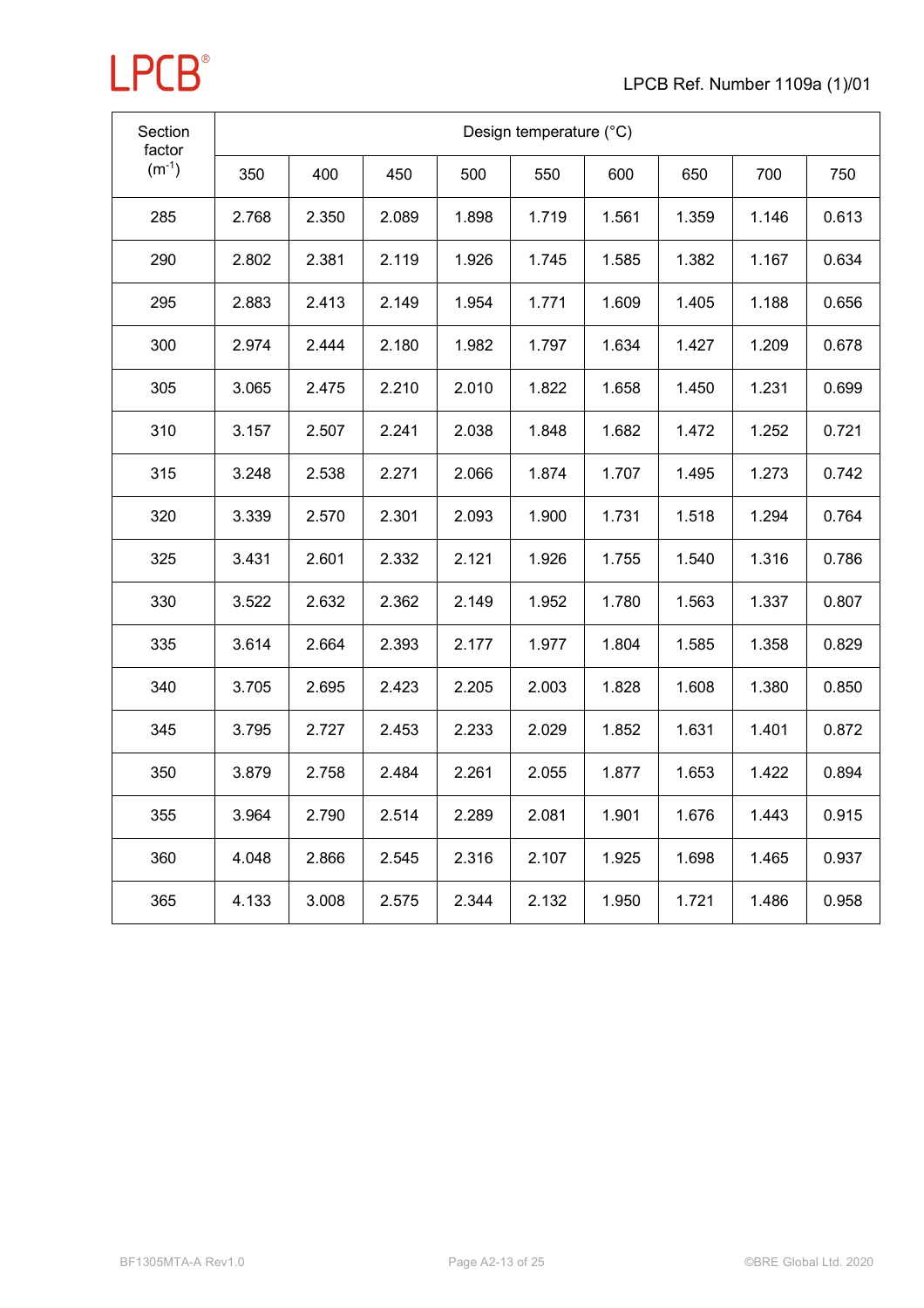| Section factor ($m^{-1}$) | Design temperature (°C) | | | | | | | | |
|---|---|---|---|---|---|---|---|---|---|
| | 350 | 400 | 450 | 500 | 550 | 600 | 650 | 700 | 750 |
| 285 | 2.768 | 2.350 | 2.089 | 1.898 | 1.719 | 1.561 | 1.359 | 1.146 | 0.613 |
| 290 | 2.802 | 2.381 | 2.119 | 1.926 | 1.745 | 1.585 | 1.382 | 1.167 | 0.634 |
| 295 | 2.883 | 2.413 | 2.149 | 1.954 | 1.771 | 1.609 | 1.405 | 1.188 | 0.656 |
| 300 | 2.974 | 2.444 | 2.180 | 1.982 | 1.797 | 1.634 | 1.427 | 1.209 | 0.678 |
| 305 | 3.065 | 2.475 | 2.210 | 2.010 | 1.822 | 1.658 | 1.450 | 1.231 | 0.699 |
| 310 | 3.157 | 2.507 | 2.241 | 2.038 | 1.848 | 1.682 | 1.472 | 1.252 | 0.721 |
| 315 | 3.248 | 2.538 | 2.271 | 2.066 | 1.874 | 1.707 | 1.495 | 1.273 | 0.742 |
| 320 | 3.339 | 2.570 | 2.301 | 2.093 | 1.900 | 1.731 | 1.518 | 1.294 | 0.764 |
| 325 | 3.431 | 2.601 | 2.332 | 2.121 | 1.926 | 1.755 | 1.540 | 1.316 | 0.786 |
| 330 | 3.522 | 2.632 | 2.362 | 2.149 | 1.952 | 1.780 | 1.563 | 1.337 | 0.807 |
| 335 | 3.614 | 2.664 | 2.393 | 2.177 | 1.977 | 1.804 | 1.585 | 1.358 | 0.829 |
| 340 | 3.705 | 2.695 | 2.423 | 2.205 | 2.003 | 1.828 | 1.608 | 1.380 | 0.850 |
| 345 | 3.795 | 2.727 | 2.453 | 2.233 | 2.029 | 1.852 | 1.631 | 1.401 | 0.872 |
| 350 | 3.879 | 2.758 | 2.484 | 2.261 | 2.055 | 1.877 | 1.653 | 1.422 | 0.894 |
| 355 | 3.964 | 2.790 | 2.514 | 2.289 | 2.081 | 1.901 | 1.676 | 1.443 | 0.915 |
| 360 | 4.048 | 2.866 | 2.545 | 2.316 | 2.107 | 1.925 | 1.698 | 1.465 | 0.937 |
| 365 | 4.133 | 3.008 | 2.575 | 2.344 | 2.132 | 1.950 | 1.721 | 1.486 | 0.958 |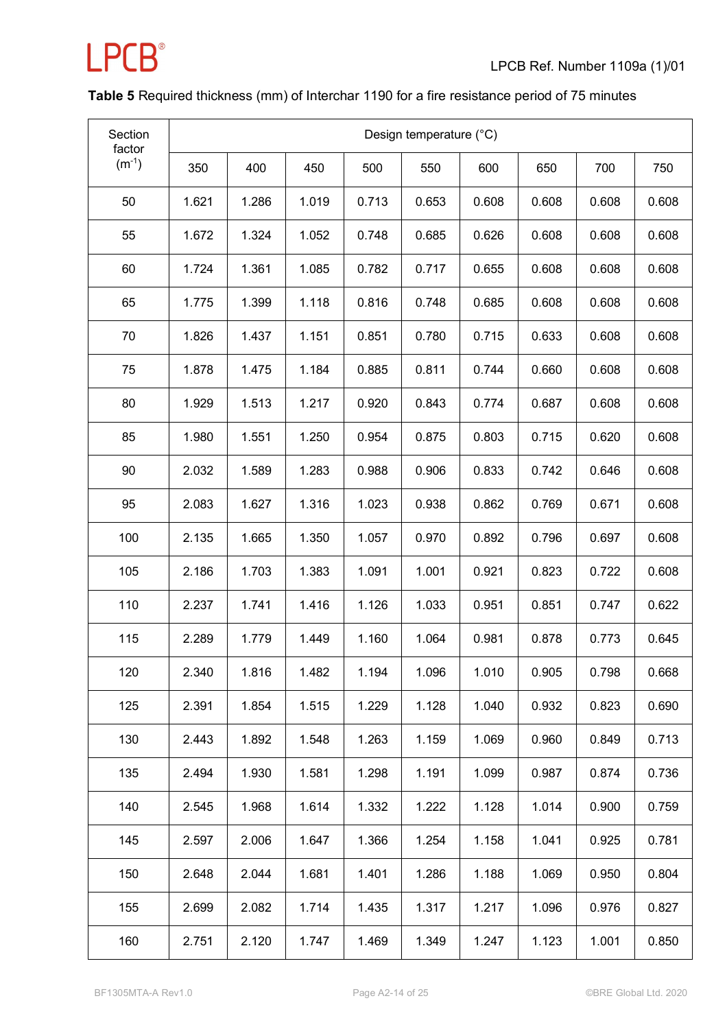**Table 5** Required thickness (mm) of Interchar 1190 for a fire resistance period of 75 minutes

| Section factor ($m^{-1}$) | Design temperature (°C) | | | | | | | | |
|---|---|---|---|---|---|---|---|---|---|
| | 350 | 400 | 450 | 500 | 550 | 600 | 650 | 700 | 750 |
| 50 | 1.621 | 1.286 | 1.019 | 0.713 | 0.653 | 0.608 | 0.608 | 0.608 | 0.608 |
| 55 | 1.672 | 1.324 | 1.052 | 0.748 | 0.685 | 0.626 | 0.608 | 0.608 | 0.608 |
| 60 | 1.724 | 1.361 | 1.085 | 0.782 | 0.717 | 0.655 | 0.608 | 0.608 | 0.608 |
| 65 | 1.775 | 1.399 | 1.118 | 0.816 | 0.748 | 0.685 | 0.608 | 0.608 | 0.608 |
| 70 | 1.826 | 1.437 | 1.151 | 0.851 | 0.780 | 0.715 | 0.633 | 0.608 | 0.608 |
| 75 | 1.878 | 1.475 | 1.184 | 0.885 | 0.811 | 0.744 | 0.660 | 0.608 | 0.608 |
| 80 | 1.929 | 1.513 | 1.217 | 0.920 | 0.843 | 0.774 | 0.687 | 0.608 | 0.608 |
| 85 | 1.980 | 1.551 | 1.250 | 0.954 | 0.875 | 0.803 | 0.715 | 0.620 | 0.608 |
| 90 | 2.032 | 1.589 | 1.283 | 0.988 | 0.906 | 0.833 | 0.742 | 0.646 | 0.608 |
| 95 | 2.083 | 1.627 | 1.316 | 1.023 | 0.938 | 0.862 | 0.769 | 0.671 | 0.608 |
| 100 | 2.135 | 1.665 | 1.350 | 1.057 | 0.970 | 0.892 | 0.796 | 0.697 | 0.608 |
| 105 | 2.186 | 1.703 | 1.383 | 1.091 | 1.001 | 0.921 | 0.823 | 0.722 | 0.608 |
| 110 | 2.237 | 1.741 | 1.416 | 1.126 | 1.033 | 0.951 | 0.851 | 0.747 | 0.622 |
| 115 | 2.289 | 1.779 | 1.449 | 1.160 | 1.064 | 0.981 | 0.878 | 0.773 | 0.645 |
| 120 | 2.340 | 1.816 | 1.482 | 1.194 | 1.096 | 1.010 | 0.905 | 0.798 | 0.668 |
| 125 | 2.391 | 1.854 | 1.515 | 1.229 | 1.128 | 1.040 | 0.932 | 0.823 | 0.690 |
| 130 | 2.443 | 1.892 | 1.548 | 1.263 | 1.159 | 1.069 | 0.960 | 0.849 | 0.713 |
| 135 | 2.494 | 1.930 | 1.581 | 1.298 | 1.191 | 1.099 | 0.987 | 0.874 | 0.736 |
| 140 | 2.545 | 1.968 | 1.614 | 1.332 | 1.222 | 1.128 | 1.014 | 0.900 | 0.759 |
| 145 | 2.597 | 2.006 | 1.647 | 1.366 | 1.254 | 1.158 | 1.041 | 0.925 | 0.781 |
| 150 | 2.648 | 2.044 | 1.681 | 1.401 | 1.286 | 1.188 | 1.069 | 0.950 | 0.804 |
| 155 | 2.699 | 2.082 | 1.714 | 1.435 | 1.317 | 1.217 | 1.096 | 0.976 | 0.827 |
| 160 | 2.751 | 2.120 | 1.747 | 1.469 | 1.349 | 1.247 | 1.123 | 1.001 | 0.850 |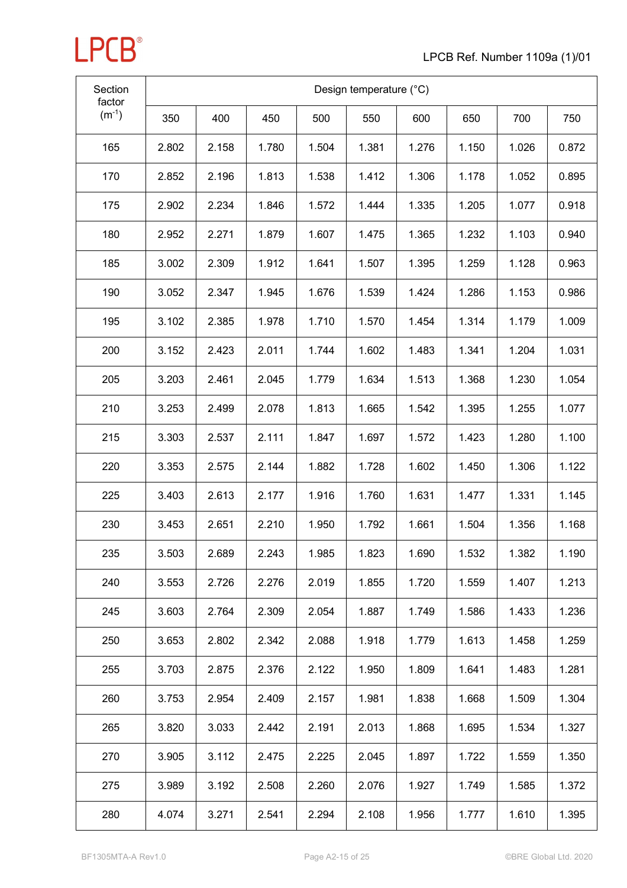| Section factor ($m^{-1}$) | Design temperature (°C) | | | | | | | | |
|---|---|---|---|---|---|---|---|---|---|
| | 350 | 400 | 450 | 500 | 550 | 600 | 650 | 700 | 750 |
| 165 | 2.802 | 2.158 | 1.780 | 1.504 | 1.381 | 1.276 | 1.150 | 1.026 | 0.872 |
| 170 | 2.852 | 2.196 | 1.813 | 1.538 | 1.412 | 1.306 | 1.178 | 1.052 | 0.895 |
| 175 | 2.902 | 2.234 | 1.846 | 1.572 | 1.444 | 1.335 | 1.205 | 1.077 | 0.918 |
| 180 | 2.952 | 2.271 | 1.879 | 1.607 | 1.475 | 1.365 | 1.232 | 1.103 | 0.940 |
| 185 | 3.002 | 2.309 | 1.912 | 1.641 | 1.507 | 1.395 | 1.259 | 1.128 | 0.963 |
| 190 | 3.052 | 2.347 | 1.945 | 1.676 | 1.539 | 1.424 | 1.286 | 1.153 | 0.986 |
| 195 | 3.102 | 2.385 | 1.978 | 1.710 | 1.570 | 1.454 | 1.314 | 1.179 | 1.009 |
| 200 | 3.152 | 2.423 | 2.011 | 1.744 | 1.602 | 1.483 | 1.341 | 1.204 | 1.031 |
| 205 | 3.203 | 2.461 | 2.045 | 1.779 | 1.634 | 1.513 | 1.368 | 1.230 | 1.054 |
| 210 | 3.253 | 2.499 | 2.078 | 1.813 | 1.665 | 1.542 | 1.395 | 1.255 | 1.077 |
| 215 | 3.303 | 2.537 | 2.111 | 1.847 | 1.697 | 1.572 | 1.423 | 1.280 | 1.100 |
| 220 | 3.353 | 2.575 | 2.144 | 1.882 | 1.728 | 1.602 | 1.450 | 1.306 | 1.122 |
| 225 | 3.403 | 2.613 | 2.177 | 1.916 | 1.760 | 1.631 | 1.477 | 1.331 | 1.145 |
| 230 | 3.453 | 2.651 | 2.210 | 1.950 | 1.792 | 1.661 | 1.504 | 1.356 | 1.168 |
| 235 | 3.503 | 2.689 | 2.243 | 1.985 | 1.823 | 1.690 | 1.532 | 1.382 | 1.190 |
| 240 | 3.553 | 2.726 | 2.276 | 2.019 | 1.855 | 1.720 | 1.559 | 1.407 | 1.213 |
| 245 | 3.603 | 2.764 | 2.309 | 2.054 | 1.887 | 1.749 | 1.586 | 1.433 | 1.236 |
| 250 | 3.653 | 2.802 | 2.342 | 2.088 | 1.918 | 1.779 | 1.613 | 1.458 | 1.259 |
| 255 | 3.703 | 2.875 | 2.376 | 2.122 | 1.950 | 1.809 | 1.641 | 1.483 | 1.281 |
| 260 | 3.753 | 2.954 | 2.409 | 2.157 | 1.981 | 1.838 | 1.668 | 1.509 | 1.304 |
| 265 | 3.820 | 3.033 | 2.442 | 2.191 | 2.013 | 1.868 | 1.695 | 1.534 | 1.327 |
| 270 | 3.905 | 3.112 | 2.475 | 2.225 | 2.045 | 1.897 | 1.722 | 1.559 | 1.350 |
| 275 | 3.989 | 3.192 | 2.508 | 2.260 | 2.076 | 1.927 | 1.749 | 1.585 | 1.372 |
| 280 | 4.074 | 3.271 | 2.541 | 2.294 | 2.108 | 1.956 | 1.777 | 1.610 | 1.395 |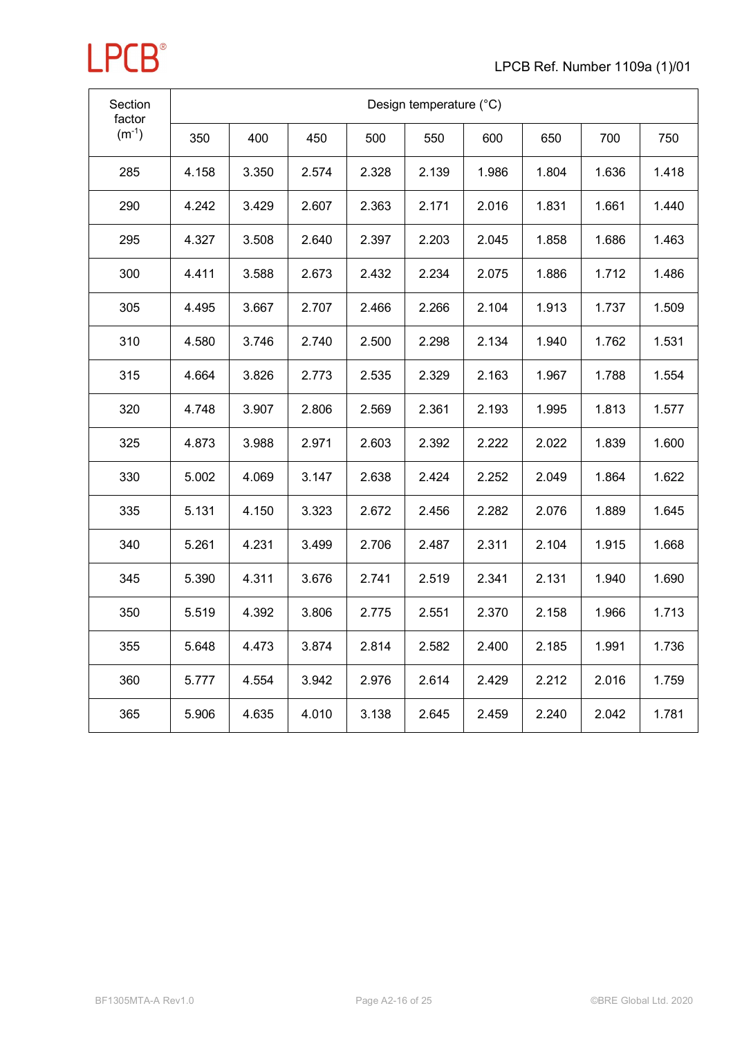| Section factor ($m^{-1}$) | Design temperature (°C) | | | | | | | | |
|---|---|---|---|---|---|---|---|---|---|
| | 350 | 400 | 450 | 500 | 550 | 600 | 650 | 700 | 750 |
| 285 | 4.158 | 3.350 | 2.574 | 2.328 | 2.139 | 1.986 | 1.804 | 1.636 | 1.418 |
| 290 | 4.242 | 3.429 | 2.607 | 2.363 | 2.171 | 2.016 | 1.831 | 1.661 | 1.440 |
| 295 | 4.327 | 3.508 | 2.640 | 2.397 | 2.203 | 2.045 | 1.858 | 1.686 | 1.463 |
| 300 | 4.411 | 3.588 | 2.673 | 2.432 | 2.234 | 2.075 | 1.886 | 1.712 | 1.486 |
| 305 | 4.495 | 3.667 | 2.707 | 2.466 | 2.266 | 2.104 | 1.913 | 1.737 | 1.509 |
| 310 | 4.580 | 3.746 | 2.740 | 2.500 | 2.298 | 2.134 | 1.940 | 1.762 | 1.531 |
| 315 | 4.664 | 3.826 | 2.773 | 2.535 | 2.329 | 2.163 | 1.967 | 1.788 | 1.554 |
| 320 | 4.748 | 3.907 | 2.806 | 2.569 | 2.361 | 2.193 | 1.995 | 1.813 | 1.577 |
| 325 | 4.873 | 3.988 | 2.971 | 2.603 | 2.392 | 2.222 | 2.022 | 1.839 | 1.600 |
| 330 | 5.002 | 4.069 | 3.147 | 2.638 | 2.424 | 2.252 | 2.049 | 1.864 | 1.622 |
| 335 | 5.131 | 4.150 | 3.323 | 2.672 | 2.456 | 2.282 | 2.076 | 1.889 | 1.645 |
| 340 | 5.261 | 4.231 | 3.499 | 2.706 | 2.487 | 2.311 | 2.104 | 1.915 | 1.668 |
| 345 | 5.390 | 4.311 | 3.676 | 2.741 | 2.519 | 2.341 | 2.131 | 1.940 | 1.690 |
| 350 | 5.519 | 4.392 | 3.806 | 2.775 | 2.551 | 2.370 | 2.158 | 1.966 | 1.713 |
| 355 | 5.648 | 4.473 | 3.874 | 2.814 | 2.582 | 2.400 | 2.185 | 1.991 | 1.736 |
| 360 | 5.777 | 4.554 | 3.942 | 2.976 | 2.614 | 2.429 | 2.212 | 2.016 | 1.759 |
| 365 | 5.906 | 4.635 | 4.010 | 3.138 | 2.645 | 2.459 | 2.240 | 2.042 | 1.781 |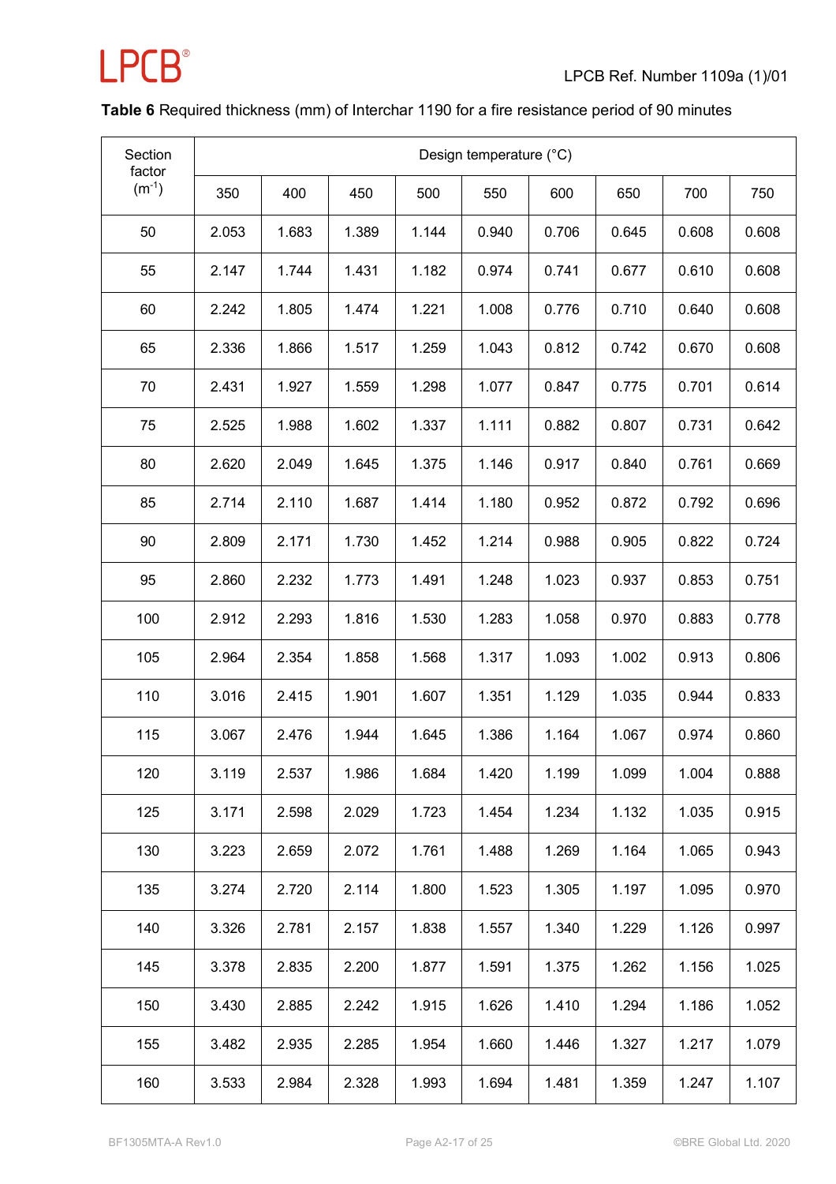**Table 6** Required thickness (mm) of Interchar 1190 for a fire resistance period of 90 minutes

| Section factor ($m^{-1}$) | Design temperature (°C) | | | | | | | | |
|---|---|---|---|---|---|---|---|---|---|
| | 350 | 400 | 450 | 500 | 550 | 600 | 650 | 700 | 750 |
| 50 | 2.053 | 1.683 | 1.389 | 1.144 | 0.940 | 0.706 | 0.645 | 0.608 | 0.608 |
| 55 | 2.147 | 1.744 | 1.431 | 1.182 | 0.974 | 0.741 | 0.677 | 0.610 | 0.608 |
| 60 | 2.242 | 1.805 | 1.474 | 1.221 | 1.008 | 0.776 | 0.710 | 0.640 | 0.608 |
| 65 | 2.336 | 1.866 | 1.517 | 1.259 | 1.043 | 0.812 | 0.742 | 0.670 | 0.608 |
| 70 | 2.431 | 1.927 | 1.559 | 1.298 | 1.077 | 0.847 | 0.775 | 0.701 | 0.614 |
| 75 | 2.525 | 1.988 | 1.602 | 1.337 | 1.111 | 0.882 | 0.807 | 0.731 | 0.642 |
| 80 | 2.620 | 2.049 | 1.645 | 1.375 | 1.146 | 0.917 | 0.840 | 0.761 | 0.669 |
| 85 | 2.714 | 2.110 | 1.687 | 1.414 | 1.180 | 0.952 | 0.872 | 0.792 | 0.696 |
| 90 | 2.809 | 2.171 | 1.730 | 1.452 | 1.214 | 0.988 | 0.905 | 0.822 | 0.724 |
| 95 | 2.860 | 2.232 | 1.773 | 1.491 | 1.248 | 1.023 | 0.937 | 0.853 | 0.751 |
| 100 | 2.912 | 2.293 | 1.816 | 1.530 | 1.283 | 1.058 | 0.970 | 0.883 | 0.778 |
| 105 | 2.964 | 2.354 | 1.858 | 1.568 | 1.317 | 1.093 | 1.002 | 0.913 | 0.806 |
| 110 | 3.016 | 2.415 | 1.901 | 1.607 | 1.351 | 1.129 | 1.035 | 0.944 | 0.833 |
| 115 | 3.067 | 2.476 | 1.944 | 1.645 | 1.386 | 1.164 | 1.067 | 0.974 | 0.860 |
| 120 | 3.119 | 2.537 | 1.986 | 1.684 | 1.420 | 1.199 | 1.099 | 1.004 | 0.888 |
| 125 | 3.171 | 2.598 | 2.029 | 1.723 | 1.454 | 1.234 | 1.132 | 1.035 | 0.915 |
| 130 | 3.223 | 2.659 | 2.072 | 1.761 | 1.488 | 1.269 | 1.164 | 1.065 | 0.943 |
| 135 | 3.274 | 2.720 | 2.114 | 1.800 | 1.523 | 1.305 | 1.197 | 1.095 | 0.970 |
| 140 | 3.326 | 2.781 | 2.157 | 1.838 | 1.557 | 1.340 | 1.229 | 1.126 | 0.997 |
| 145 | 3.378 | 2.835 | 2.200 | 1.877 | 1.591 | 1.375 | 1.262 | 1.156 | 1.025 |
| 150 | 3.430 | 2.885 | 2.242 | 1.915 | 1.626 | 1.410 | 1.294 | 1.186 | 1.052 |
| 155 | 3.482 | 2.935 | 2.285 | 1.954 | 1.660 | 1.446 | 1.327 | 1.217 | 1.079 |
| 160 | 3.533 | 2.984 | 2.328 | 1.993 | 1.694 | 1.481 | 1.359 | 1.247 | 1.107 |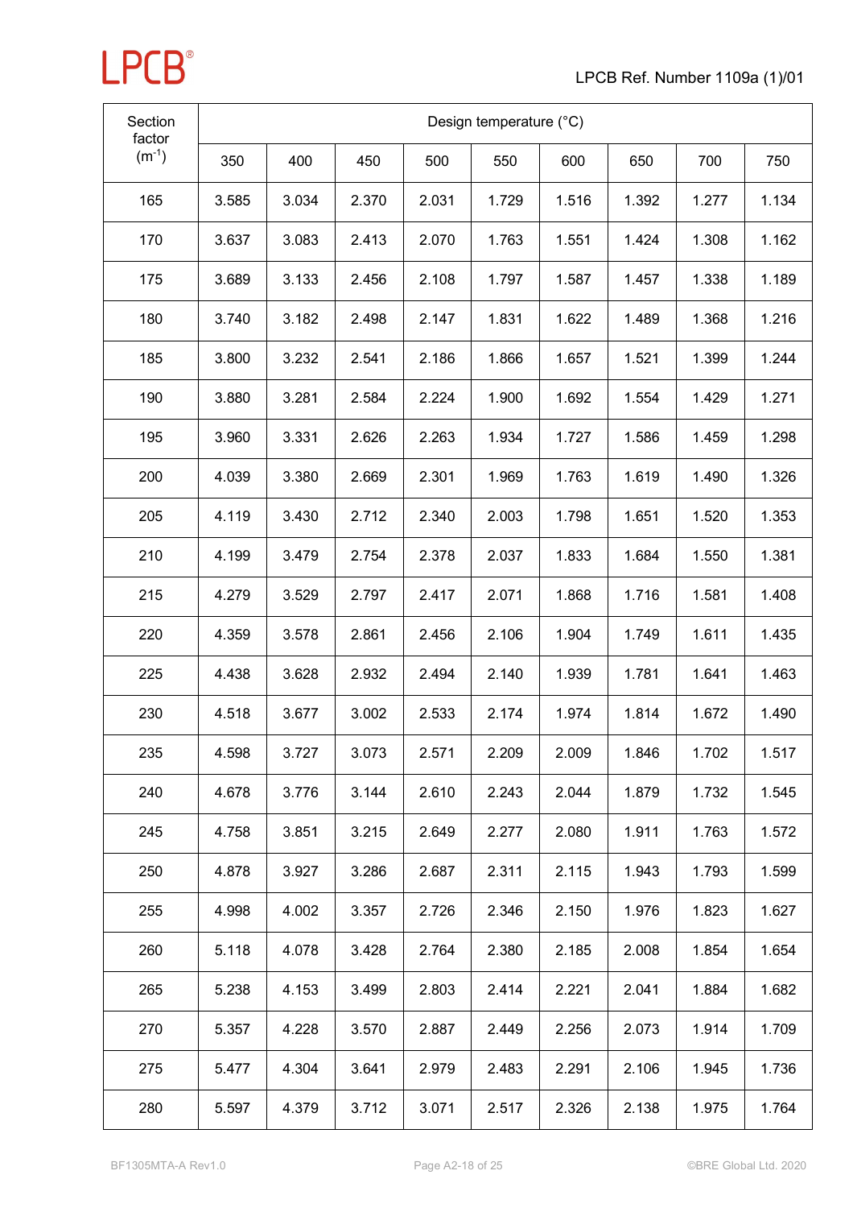| Section factor ($m^{-1}$) | Design temperature (°C) | | | | | | | | |
|---|---|---|---|---|---|---|---|---|---|
| | 350 | 400 | 450 | 500 | 550 | 600 | 650 | 700 | 750 |
| 165 | 3.585 | 3.034 | 2.370 | 2.031 | 1.729 | 1.516 | 1.392 | 1.277 | 1.134 |
| 170 | 3.637 | 3.083 | 2.413 | 2.070 | 1.763 | 1.551 | 1.424 | 1.308 | 1.162 |
| 175 | 3.689 | 3.133 | 2.456 | 2.108 | 1.797 | 1.587 | 1.457 | 1.338 | 1.189 |
| 180 | 3.740 | 3.182 | 2.498 | 2.147 | 1.831 | 1.622 | 1.489 | 1.368 | 1.216 |
| 185 | 3.800 | 3.232 | 2.541 | 2.186 | 1.866 | 1.657 | 1.521 | 1.399 | 1.244 |
| 190 | 3.880 | 3.281 | 2.584 | 2.224 | 1.900 | 1.692 | 1.554 | 1.429 | 1.271 |
| 195 | 3.960 | 3.331 | 2.626 | 2.263 | 1.934 | 1.727 | 1.586 | 1.459 | 1.298 |
| 200 | 4.039 | 3.380 | 2.669 | 2.301 | 1.969 | 1.763 | 1.619 | 1.490 | 1.326 |
| 205 | 4.119 | 3.430 | 2.712 | 2.340 | 2.003 | 1.798 | 1.651 | 1.520 | 1.353 |
| 210 | 4.199 | 3.479 | 2.754 | 2.378 | 2.037 | 1.833 | 1.684 | 1.550 | 1.381 |
| 215 | 4.279 | 3.529 | 2.797 | 2.417 | 2.071 | 1.868 | 1.716 | 1.581 | 1.408 |
| 220 | 4.359 | 3.578 | 2.861 | 2.456 | 2.106 | 1.904 | 1.749 | 1.611 | 1.435 |
| 225 | 4.438 | 3.628 | 2.932 | 2.494 | 2.140 | 1.939 | 1.781 | 1.641 | 1.463 |
| 230 | 4.518 | 3.677 | 3.002 | 2.533 | 2.174 | 1.974 | 1.814 | 1.672 | 1.490 |
| 235 | 4.598 | 3.727 | 3.073 | 2.571 | 2.209 | 2.009 | 1.846 | 1.702 | 1.517 |
| 240 | 4.678 | 3.776 | 3.144 | 2.610 | 2.243 | 2.044 | 1.879 | 1.732 | 1.545 |
| 245 | 4.758 | 3.851 | 3.215 | 2.649 | 2.277 | 2.080 | 1.911 | 1.763 | 1.572 |
| 250 | 4.878 | 3.927 | 3.286 | 2.687 | 2.311 | 2.115 | 1.943 | 1.793 | 1.599 |
| 255 | 4.998 | 4.002 | 3.357 | 2.726 | 2.346 | 2.150 | 1.976 | 1.823 | 1.627 |
| 260 | 5.118 | 4.078 | 3.428 | 2.764 | 2.380 | 2.185 | 2.008 | 1.854 | 1.654 |
| 265 | 5.238 | 4.153 | 3.499 | 2.803 | 2.414 | 2.221 | 2.041 | 1.884 | 1.682 |
| 270 | 5.357 | 4.228 | 3.570 | 2.887 | 2.449 | 2.256 | 2.073 | 1.914 | 1.709 |
| 275 | 5.477 | 4.304 | 3.641 | 2.979 | 2.483 | 2.291 | 2.106 | 1.945 | 1.736 |
| 280 | 5.597 | 4.379 | 3.712 | 3.071 | 2.517 | 2.326 | 2.138 | 1.975 | 1.764 |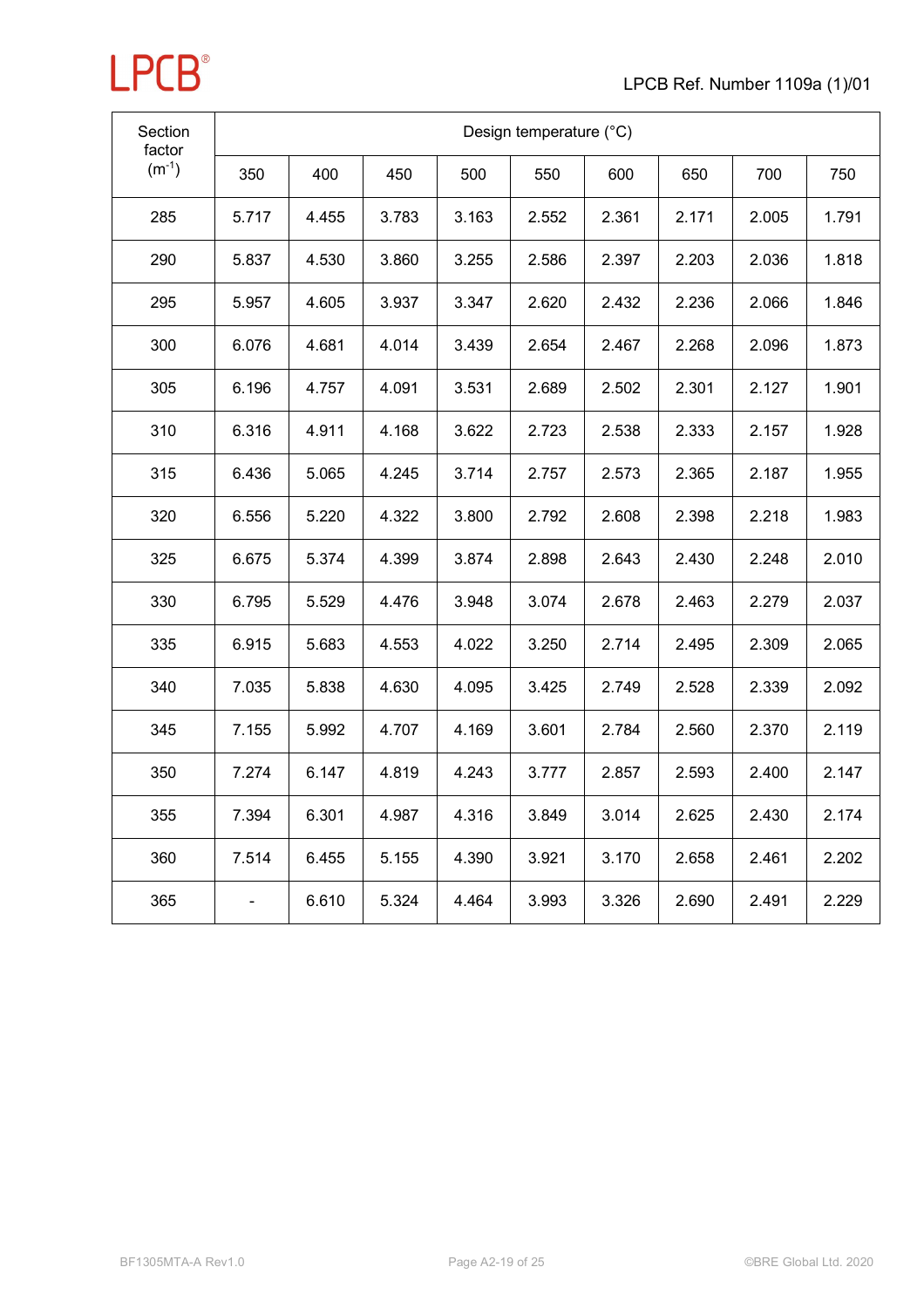| Section factor ($m^{-1}$) | Design temperature (°C) | | | | | | | | |
|---|---|---|---|---|---|---|---|---|---|
| | 350 | 400 | 450 | 500 | 550 | 600 | 650 | 700 | 750 |
| 285 | 5.717 | 4.455 | 3.783 | 3.163 | 2.552 | 2.361 | 2.171 | 2.005 | 1.791 |
| 290 | 5.837 | 4.530 | 3.860 | 3.255 | 2.586 | 2.397 | 2.203 | 2.036 | 1.818 |
| 295 | 5.957 | 4.605 | 3.937 | 3.347 | 2.620 | 2.432 | 2.236 | 2.066 | 1.846 |
| 300 | 6.076 | 4.681 | 4.014 | 3.439 | 2.654 | 2.467 | 2.268 | 2.096 | 1.873 |
| 305 | 6.196 | 4.757 | 4.091 | 3.531 | 2.689 | 2.502 | 2.301 | 2.127 | 1.901 |
| 310 | 6.316 | 4.911 | 4.168 | 3.622 | 2.723 | 2.538 | 2.333 | 2.157 | 1.928 |
| 315 | 6.436 | 5.065 | 4.245 | 3.714 | 2.757 | 2.573 | 2.365 | 2.187 | 1.955 |
| 320 | 6.556 | 5.220 | 4.322 | 3.800 | 2.792 | 2.608 | 2.398 | 2.218 | 1.983 |
| 325 | 6.675 | 5.374 | 4.399 | 3.874 | 2.898 | 2.643 | 2.430 | 2.248 | 2.010 |
| 330 | 6.795 | 5.529 | 4.476 | 3.948 | 3.074 | 2.678 | 2.463 | 2.279 | 2.037 |
| 335 | 6.915 | 5.683 | 4.553 | 4.022 | 3.250 | 2.714 | 2.495 | 2.309 | 2.065 |
| 340 | 7.035 | 5.838 | 4.630 | 4.095 | 3.425 | 2.749 | 2.528 | 2.339 | 2.092 |
| 345 | 7.155 | 5.992 | 4.707 | 4.169 | 3.601 | 2.784 | 2.560 | 2.370 | 2.119 |
| 350 | 7.274 | 6.147 | 4.819 | 4.243 | 3.777 | 2.857 | 2.593 | 2.400 | 2.147 |
| 355 | 7.394 | 6.301 | 4.987 | 4.316 | 3.849 | 3.014 | 2.625 | 2.430 | 2.174 |
| 360 | 7.514 | 6.455 | 5.155 | 4.390 | 3.921 | 3.170 | 2.658 | 2.461 | 2.202 |
| 365 | - | 6.610 | 5.324 | 4.464 | 3.993 | 3.326 | 2.690 | 2.491 | 2.229 |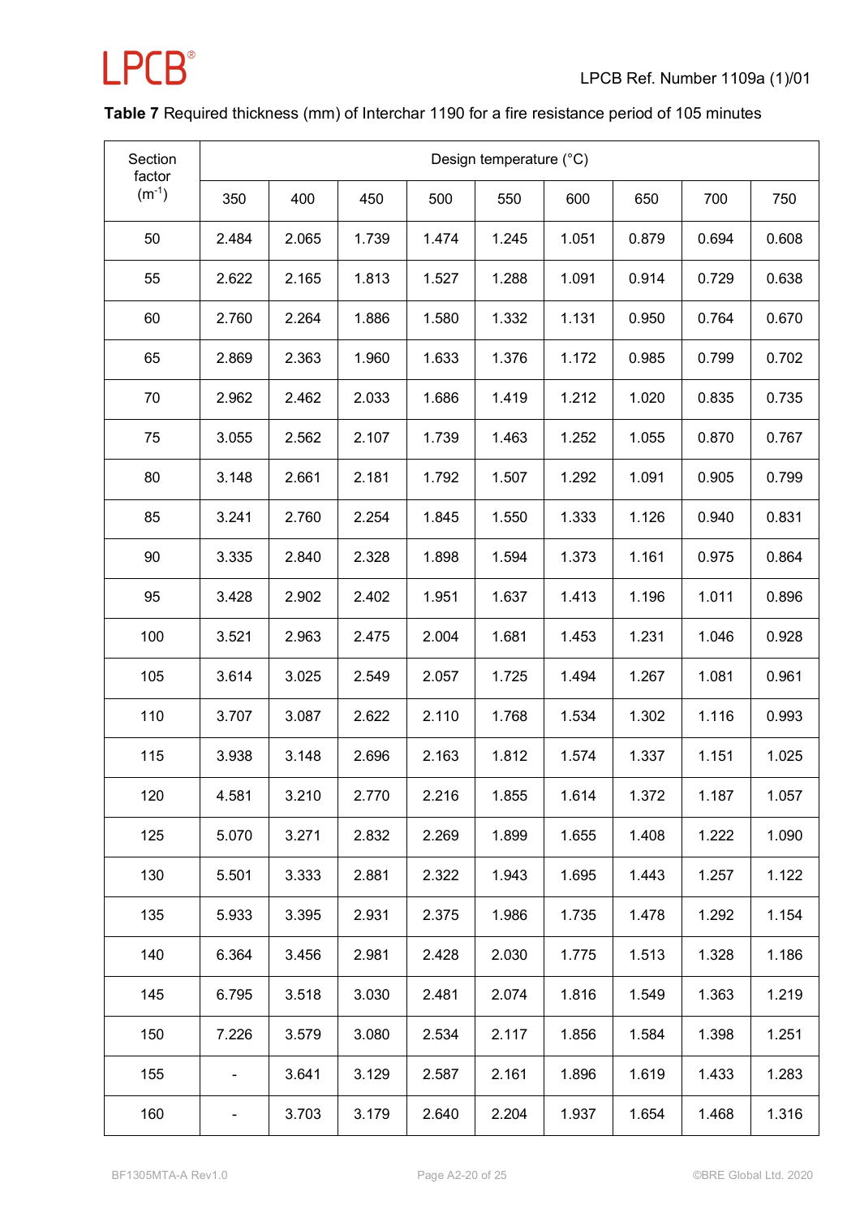**Table 7** Required thickness (mm) of Interchar 1190 for a fire resistance period of 105 minutes

| Section factor ($m^{-1}$) | Design temperature (°C) | | | | | | | | |
|---|---|---|---|---|---|---|---|---|---|
| | 350 | 400 | 450 | 500 | 550 | 600 | 650 | 700 | 750 |
| 50 | 2.484 | 2.065 | 1.739 | 1.474 | 1.245 | 1.051 | 0.879 | 0.694 | 0.608 |
| 55 | 2.622 | 2.165 | 1.813 | 1.527 | 1.288 | 1.091 | 0.914 | 0.729 | 0.638 |
| 60 | 2.760 | 2.264 | 1.886 | 1.580 | 1.332 | 1.131 | 0.950 | 0.764 | 0.670 |
| 65 | 2.869 | 2.363 | 1.960 | 1.633 | 1.376 | 1.172 | 0.985 | 0.799 | 0.702 |
| 70 | 2.962 | 2.462 | 2.033 | 1.686 | 1.419 | 1.212 | 1.020 | 0.835 | 0.735 |
| 75 | 3.055 | 2.562 | 2.107 | 1.739 | 1.463 | 1.252 | 1.055 | 0.870 | 0.767 |
| 80 | 3.148 | 2.661 | 2.181 | 1.792 | 1.507 | 1.292 | 1.091 | 0.905 | 0.799 |
| 85 | 3.241 | 2.760 | 2.254 | 1.845 | 1.550 | 1.333 | 1.126 | 0.940 | 0.831 |
| 90 | 3.335 | 2.840 | 2.328 | 1.898 | 1.594 | 1.373 | 1.161 | 0.975 | 0.864 |
| 95 | 3.428 | 2.902 | 2.402 | 1.951 | 1.637 | 1.413 | 1.196 | 1.011 | 0.896 |
| 100 | 3.521 | 2.963 | 2.475 | 2.004 | 1.681 | 1.453 | 1.231 | 1.046 | 0.928 |
| 105 | 3.614 | 3.025 | 2.549 | 2.057 | 1.725 | 1.494 | 1.267 | 1.081 | 0.961 |
| 110 | 3.707 | 3.087 | 2.622 | 2.110 | 1.768 | 1.534 | 1.302 | 1.116 | 0.993 |
| 115 | 3.938 | 3.148 | 2.696 | 2.163 | 1.812 | 1.574 | 1.337 | 1.151 | 1.025 |
| 120 | 4.581 | 3.210 | 2.770 | 2.216 | 1.855 | 1.614 | 1.372 | 1.187 | 1.057 |
| 125 | 5.070 | 3.271 | 2.832 | 2.269 | 1.899 | 1.655 | 1.408 | 1.222 | 1.090 |
| 130 | 5.501 | 3.333 | 2.881 | 2.322 | 1.943 | 1.695 | 1.443 | 1.257 | 1.122 |
| 135 | 5.933 | 3.395 | 2.931 | 2.375 | 1.986 | 1.735 | 1.478 | 1.292 | 1.154 |
| 140 | 6.364 | 3.456 | 2.981 | 2.428 | 2.030 | 1.775 | 1.513 | 1.328 | 1.186 |
| 145 | 6.795 | 3.518 | 3.030 | 2.481 | 2.074 | 1.816 | 1.549 | 1.363 | 1.219 |
| 150 | 7.226 | 3.579 | 3.080 | 2.534 | 2.117 | 1.856 | 1.584 | 1.398 | 1.251 |
| 155 | - | 3.641 | 3.129 | 2.587 | 2.161 | 1.896 | 1.619 | 1.433 | 1.283 |
| 160 | - | 3.703 | 3.179 | 2.640 | 2.204 | 1.937 | 1.654 | 1.468 | 1.316 |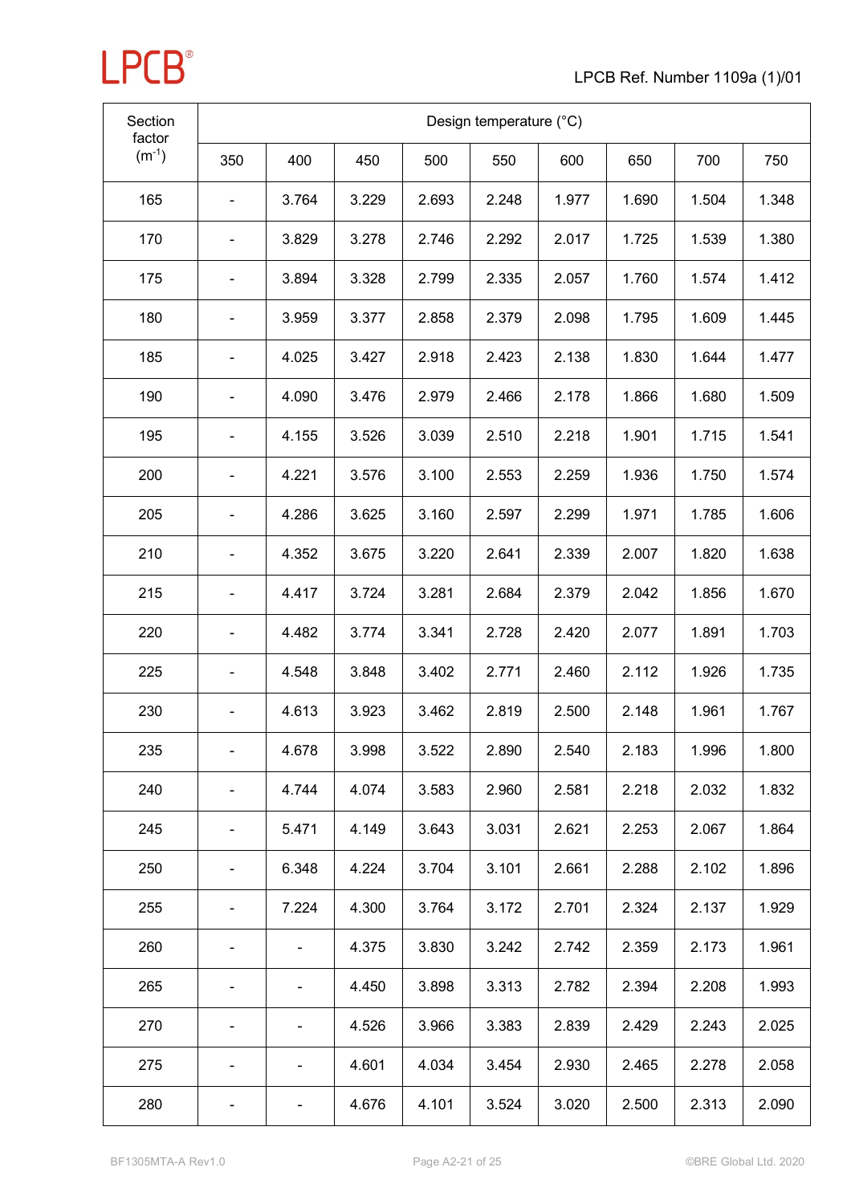| Section factor ($m^{-1}$) | Design temperature (°C) | | | | | | | | |
|---|---|---|---|---|---|---|---|---|---|
| | 350 | 400 | 450 | 500 | 550 | 600 | 650 | 700 | 750 |
| 165 | - | 3.764 | 3.229 | 2.693 | 2.248 | 1.977 | 1.690 | 1.504 | 1.348 |
| 170 | - | 3.829 | 3.278 | 2.746 | 2.292 | 2.017 | 1.725 | 1.539 | 1.380 |
| 175 | - | 3.894 | 3.328 | 2.799 | 2.335 | 2.057 | 1.760 | 1.574 | 1.412 |
| 180 | - | 3.959 | 3.377 | 2.858 | 2.379 | 2.098 | 1.795 | 1.609 | 1.445 |
| 185 | - | 4.025 | 3.427 | 2.918 | 2.423 | 2.138 | 1.830 | 1.644 | 1.477 |
| 190 | - | 4.090 | 3.476 | 2.979 | 2.466 | 2.178 | 1.866 | 1.680 | 1.509 |
| 195 | - | 4.155 | 3.526 | 3.039 | 2.510 | 2.218 | 1.901 | 1.715 | 1.541 |
| 200 | - | 4.221 | 3.576 | 3.100 | 2.553 | 2.259 | 1.936 | 1.750 | 1.574 |
| 205 | - | 4.286 | 3.625 | 3.160 | 2.597 | 2.299 | 1.971 | 1.785 | 1.606 |
| 210 | - | 4.352 | 3.675 | 3.220 | 2.641 | 2.339 | 2.007 | 1.820 | 1.638 |
| 215 | - | 4.417 | 3.724 | 3.281 | 2.684 | 2.379 | 2.042 | 1.856 | 1.670 |
| 220 | - | 4.482 | 3.774 | 3.341 | 2.728 | 2.420 | 2.077 | 1.891 | 1.703 |
| 225 | - | 4.548 | 3.848 | 3.402 | 2.771 | 2.460 | 2.112 | 1.926 | 1.735 |
| 230 | - | 4.613 | 3.923 | 3.462 | 2.819 | 2.500 | 2.148 | 1.961 | 1.767 |
| 235 | - | 4.678 | 3.998 | 3.522 | 2.890 | 2.540 | 2.183 | 1.996 | 1.800 |
| 240 | - | 4.744 | 4.074 | 3.583 | 2.960 | 2.581 | 2.218 | 2.032 | 1.832 |
| 245 | - | 5.471 | 4.149 | 3.643 | 3.031 | 2.621 | 2.253 | 2.067 | 1.864 |
| 250 | - | 6.348 | 4.224 | 3.704 | 3.101 | 2.661 | 2.288 | 2.102 | 1.896 |
| 255 | - | 7.224 | 4.300 | 3.764 | 3.172 | 2.701 | 2.324 | 2.137 | 1.929 |
| 260 | - | - | 4.375 | 3.830 | 3.242 | 2.742 | 2.359 | 2.173 | 1.961 |
| 265 | - | - | 4.450 | 3.898 | 3.313 | 2.782 | 2.394 | 2.208 | 1.993 |
| 270 | - | - | 4.526 | 3.966 | 3.383 | 2.839 | 2.429 | 2.243 | 2.025 |
| 275 | - | - | 4.601 | 4.034 | 3.454 | 2.930 | 2.465 | 2.278 | 2.058 |
| 280 | - | - | 4.676 | 4.101 | 3.524 | 3.020 | 2.500 | 2.313 | 2.090 |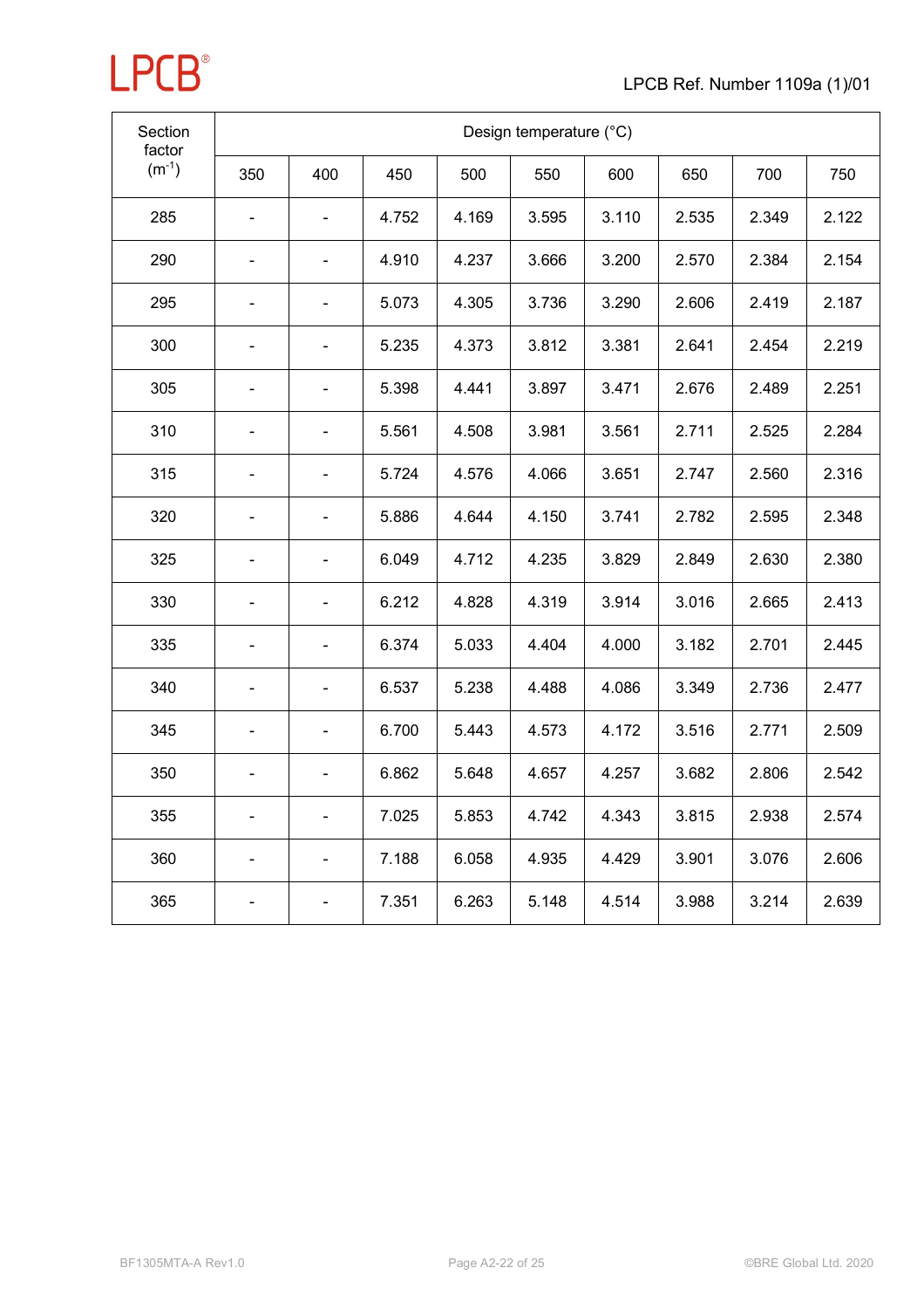| Section factor ($m^{-1}$) | Design temperature (°C) | | | | | | | | |
|---|---|---|---|---|---|---|---|---|---|
| | 350 | 400 | 450 | 500 | 550 | 600 | 650 | 700 | 750 |
| 285 | - | - | 4.752 | 4.169 | 3.595 | 3.110 | 2.535 | 2.349 | 2.122 |
| 290 | - | - | 4.910 | 4.237 | 3.666 | 3.200 | 2.570 | 2.384 | 2.154 |
| 295 | - | - | 5.073 | 4.305 | 3.736 | 3.290 | 2.606 | 2.419 | 2.187 |
| 300 | - | - | 5.235 | 4.373 | 3.812 | 3.381 | 2.641 | 2.454 | 2.219 |
| 305 | - | - | 5.398 | 4.441 | 3.897 | 3.471 | 2.676 | 2.489 | 2.251 |
| 310 | - | - | 5.561 | 4.508 | 3.981 | 3.561 | 2.711 | 2.525 | 2.284 |
| 315 | - | - | 5.724 | 4.576 | 4.066 | 3.651 | 2.747 | 2.560 | 2.316 |
| 320 | - | - | 5.886 | 4.644 | 4.150 | 3.741 | 2.782 | 2.595 | 2.348 |
| 325 | - | - | 6.049 | 4.712 | 4.235 | 3.829 | 2.849 | 2.630 | 2.380 |
| 330 | - | - | 6.212 | 4.828 | 4.319 | 3.914 | 3.016 | 2.665 | 2.413 |
| 335 | - | - | 6.374 | 5.033 | 4.404 | 4.000 | 3.182 | 2.701 | 2.445 |
| 340 | - | - | 6.537 | 5.238 | 4.488 | 4.086 | 3.349 | 2.736 | 2.477 |
| 345 | - | - | 6.700 | 5.443 | 4.573 | 4.172 | 3.516 | 2.771 | 2.509 |
| 350 | - | - | 6.862 | 5.648 | 4.657 | 4.257 | 3.682 | 2.806 | 2.542 |
| 355 | - | - | 7.025 | 5.853 | 4.742 | 4.343 | 3.815 | 2.938 | 2.574 |
| 360 | - | - | 7.188 | 6.058 | 4.935 | 4.429 | 3.901 | 3.076 | 2.606 |
| 365 | - | - | 7.351 | 6.263 | 5.148 | 4.514 | 3.988 | 3.214 | 2.639 |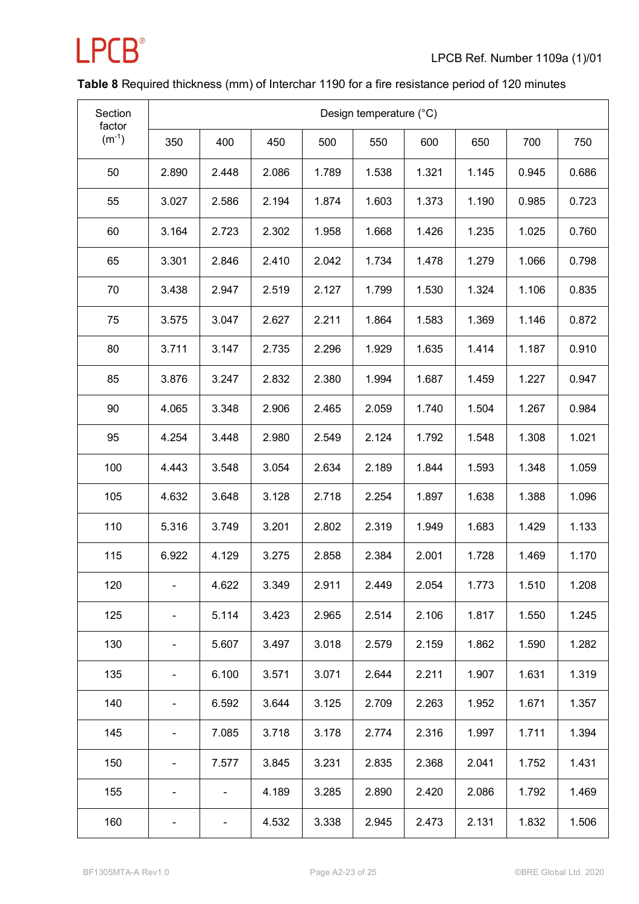**Table 8** Required thickness (mm) of Interchar 1190 for a fire resistance period of 120 minutes

| Section factor ($m^{-1}$) | Design temperature (°C) | | | | | | | | |
|---|---|---|---|---|---|---|---|---|---|
| | 350 | 400 | 450 | 500 | 550 | 600 | 650 | 700 | 750 |
| 50 | 2.890 | 2.448 | 2.086 | 1.789 | 1.538 | 1.321 | 1.145 | 0.945 | 0.686 |
| 55 | 3.027 | 2.586 | 2.194 | 1.874 | 1.603 | 1.373 | 1.190 | 0.985 | 0.723 |
| 60 | 3.164 | 2.723 | 2.302 | 1.958 | 1.668 | 1.426 | 1.235 | 1.025 | 0.760 |
| 65 | 3.301 | 2.846 | 2.410 | 2.042 | 1.734 | 1.478 | 1.279 | 1.066 | 0.798 |
| 70 | 3.438 | 2.947 | 2.519 | 2.127 | 1.799 | 1.530 | 1.324 | 1.106 | 0.835 |
| 75 | 3.575 | 3.047 | 2.627 | 2.211 | 1.864 | 1.583 | 1.369 | 1.146 | 0.872 |
| 80 | 3.711 | 3.147 | 2.735 | 2.296 | 1.929 | 1.635 | 1.414 | 1.187 | 0.910 |
| 85 | 3.876 | 3.247 | 2.832 | 2.380 | 1.994 | 1.687 | 1.459 | 1.227 | 0.947 |
| 90 | 4.065 | 3.348 | 2.906 | 2.465 | 2.059 | 1.740 | 1.504 | 1.267 | 0.984 |
| 95 | 4.254 | 3.448 | 2.980 | 2.549 | 2.124 | 1.792 | 1.548 | 1.308 | 1.021 |
| 100 | 4.443 | 3.548 | 3.054 | 2.634 | 2.189 | 1.844 | 1.593 | 1.348 | 1.059 |
| 105 | 4.632 | 3.648 | 3.128 | 2.718 | 2.254 | 1.897 | 1.638 | 1.388 | 1.096 |
| 110 | 5.316 | 3.749 | 3.201 | 2.802 | 2.319 | 1.949 | 1.683 | 1.429 | 1.133 |
| 115 | 6.922 | 4.129 | 3.275 | 2.858 | 2.384 | 2.001 | 1.728 | 1.469 | 1.170 |
| 120 | - | 4.622 | 3.349 | 2.911 | 2.449 | 2.054 | 1.773 | 1.510 | 1.208 |
| 125 | - | 5.114 | 3.423 | 2.965 | 2.514 | 2.106 | 1.817 | 1.550 | 1.245 |
| 130 | - | 5.607 | 3.497 | 3.018 | 2.579 | 2.159 | 1.862 | 1.590 | 1.282 |
| 135 | - | 6.100 | 3.571 | 3.071 | 2.644 | 2.211 | 1.907 | 1.631 | 1.319 |
| 140 | - | 6.592 | 3.644 | 3.125 | 2.709 | 2.263 | 1.952 | 1.671 | 1.357 |
| 145 | - | 7.085 | 3.718 | 3.178 | 2.774 | 2.316 | 1.997 | 1.711 | 1.394 |
| 150 | - | 7.577 | 3.845 | 3.231 | 2.835 | 2.368 | 2.041 | 1.752 | 1.431 |
| 155 | - | - | 4.189 | 3.285 | 2.890 | 2.420 | 2.086 | 1.792 | 1.469 |
| 160 | - | - | 4.532 | 3.338 | 2.945 | 2.473 | 2.131 | 1.832 | 1.506 |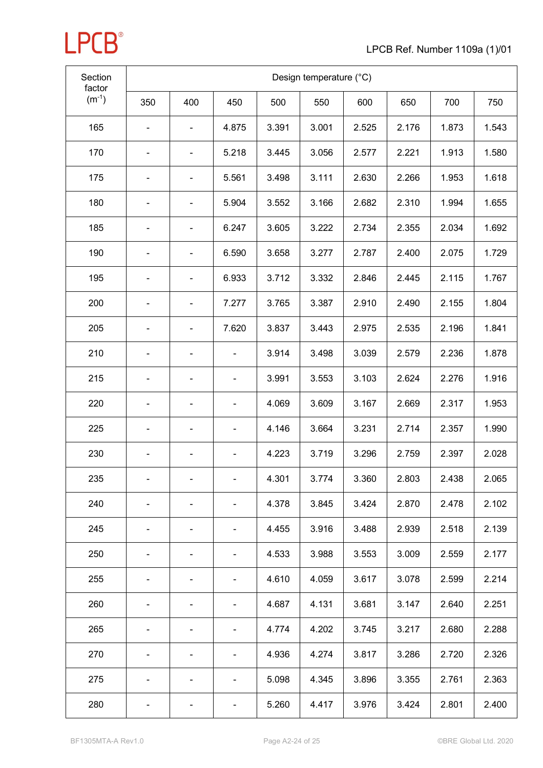| Section factor ($m^{-1}$) | Design temperature (°C) | | | | | | | | |
|---|---|---|---|---|---|---|---|---|---|
| | 350 | 400 | 450 | 500 | 550 | 600 | 650 | 700 | 750 |
| 165 | - | - | 4.875 | 3.391 | 3.001 | 2.525 | 2.176 | 1.873 | 1.543 |
| 170 | - | - | 5.218 | 3.445 | 3.056 | 2.577 | 2.221 | 1.913 | 1.580 |
| 175 | - | - | 5.561 | 3.498 | 3.111 | 2.630 | 2.266 | 1.953 | 1.618 |
| 180 | - | - | 5.904 | 3.552 | 3.166 | 2.682 | 2.310 | 1.994 | 1.655 |
| 185 | - | - | 6.247 | 3.605 | 3.222 | 2.734 | 2.355 | 2.034 | 1.692 |
| 190 | - | - | 6.590 | 3.658 | 3.277 | 2.787 | 2.400 | 2.075 | 1.729 |
| 195 | - | - | 6.933 | 3.712 | 3.332 | 2.846 | 2.445 | 2.115 | 1.767 |
| 200 | - | - | 7.277 | 3.765 | 3.387 | 2.910 | 2.490 | 2.155 | 1.804 |
| 205 | - | - | 7.620 | 3.837 | 3.443 | 2.975 | 2.535 | 2.196 | 1.841 |
| 210 | - | - | - | 3.914 | 3.498 | 3.039 | 2.579 | 2.236 | 1.878 |
| 215 | - | - | - | 3.991 | 3.553 | 3.103 | 2.624 | 2.276 | 1.916 |
| 220 | - | - | - | 4.069 | 3.609 | 3.167 | 2.669 | 2.317 | 1.953 |
| 225 | - | - | - | 4.146 | 3.664 | 3.231 | 2.714 | 2.357 | 1.990 |
| 230 | - | - | - | 4.223 | 3.719 | 3.296 | 2.759 | 2.397 | 2.028 |
| 235 | - | - | - | 4.301 | 3.774 | 3.360 | 2.803 | 2.438 | 2.065 |
| 240 | - | - | - | 4.378 | 3.845 | 3.424 | 2.870 | 2.478 | 2.102 |
| 245 | - | - | - | 4.455 | 3.916 | 3.488 | 2.939 | 2.518 | 2.139 |
| 250 | - | - | - | 4.533 | 3.988 | 3.553 | 3.009 | 2.559 | 2.177 |
| 255 | - | - | - | 4.610 | 4.059 | 3.617 | 3.078 | 2.599 | 2.214 |
| 260 | - | - | - | 4.687 | 4.131 | 3.681 | 3.147 | 2.640 | 2.251 |
| 265 | - | - | - | 4.774 | 4.202 | 3.745 | 3.217 | 2.680 | 2.288 |
| 270 | - | - | - | 4.936 | 4.274 | 3.817 | 3.286 | 2.720 | 2.326 |
| 275 | - | - | - | 5.098 | 4.345 | 3.896 | 3.355 | 2.761 | 2.363 |
| 280 | - | - | - | 5.260 | 4.417 | 3.976 | 3.424 | 2.801 | 2.400 |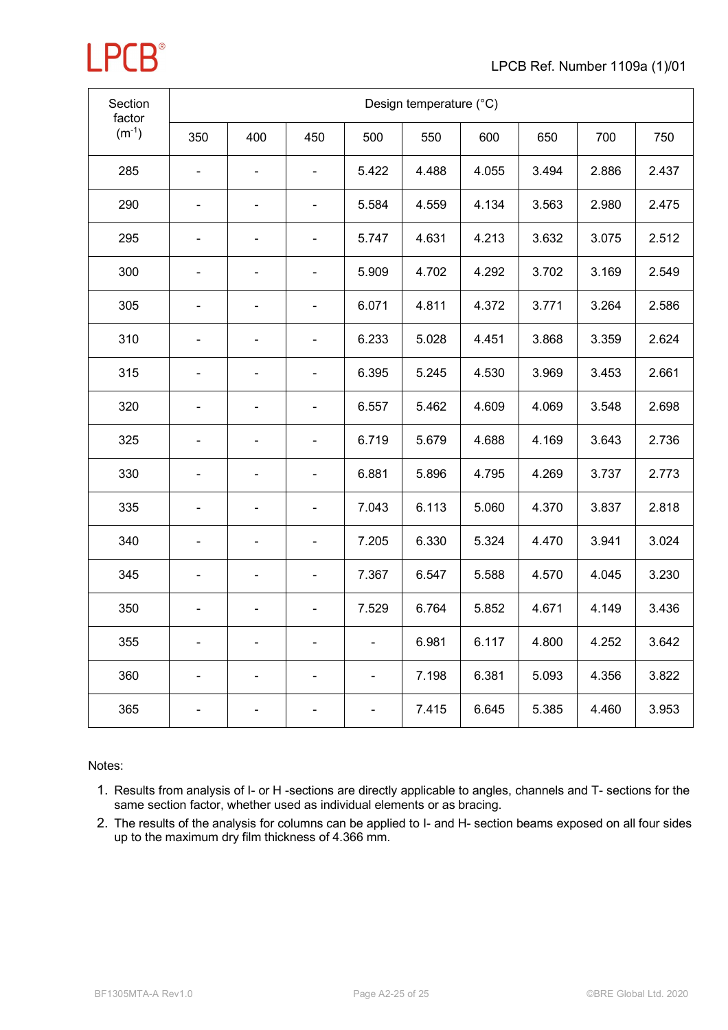| Section factor ($m^{-1}$) | Design temperature (°C) | | | | | | | | |
|---|---|---|---|---|---|---|---|---|---|
| | 350 | 400 | 450 | 500 | 550 | 600 | 650 | 700 | 750 |
| 285 | - | - | - | 5.422 | 4.488 | 4.055 | 3.494 | 2.886 | 2.437 |
| 290 | - | - | - | 5.584 | 4.559 | 4.134 | 3.563 | 2.980 | 2.475 |
| 295 | - | - | - | 5.747 | 4.631 | 4.213 | 3.632 | 3.075 | 2.512 |
| 300 | - | - | - | 5.909 | 4.702 | 4.292 | 3.702 | 3.169 | 2.549 |
| 305 | - | - | - | 6.071 | 4.811 | 4.372 | 3.771 | 3.264 | 2.586 |
| 310 | - | - | - | 6.233 | 5.028 | 4.451 | 3.868 | 3.359 | 2.624 |
| 315 | - | - | - | 6.395 | 5.245 | 4.530 | 3.969 | 3.453 | 2.661 |
| 320 | - | - | - | 6.557 | 5.462 | 4.609 | 4.069 | 3.548 | 2.698 |
| 325 | - | - | - | 6.719 | 5.679 | 4.688 | 4.169 | 3.643 | 2.736 |
| 330 | - | - | - | 6.881 | 5.896 | 4.795 | 4.269 | 3.737 | 2.773 |
| 335 | - | - | - | 7.043 | 6.113 | 5.060 | 4.370 | 3.837 | 2.818 |
| 340 | - | - | - | 7.205 | 6.330 | 5.324 | 4.470 | 3.941 | 3.024 |
| 345 | - | - | - | 7.367 | 6.547 | 5.588 | 4.570 | 4.045 | 3.230 |
| 350 | - | - | - | 7.529 | 6.764 | 5.852 | 4.671 | 4.149 | 3.436 |
| 355 | - | - | - | - | 6.981 | 6.117 | 4.800 | 4.252 | 3.642 |
| 360 | - | - | - | - | 7.198 | 6.381 | 5.093 | 4.356 | 3.822 |
| 365 | - | - | - | - | 7.415 | 6.645 | 5.385 | 4.460 | 3.953 |

Notes:

1. Results from analysis of I- or H -sections are directly applicable to angles, channels and T- sections for the same section factor, whether used as individual elements or as bracing.
2. The results of the analysis for columns can be applied to I- and H- section beams exposed on all four sides up to the maximum dry film thickness of 4.366 mm.